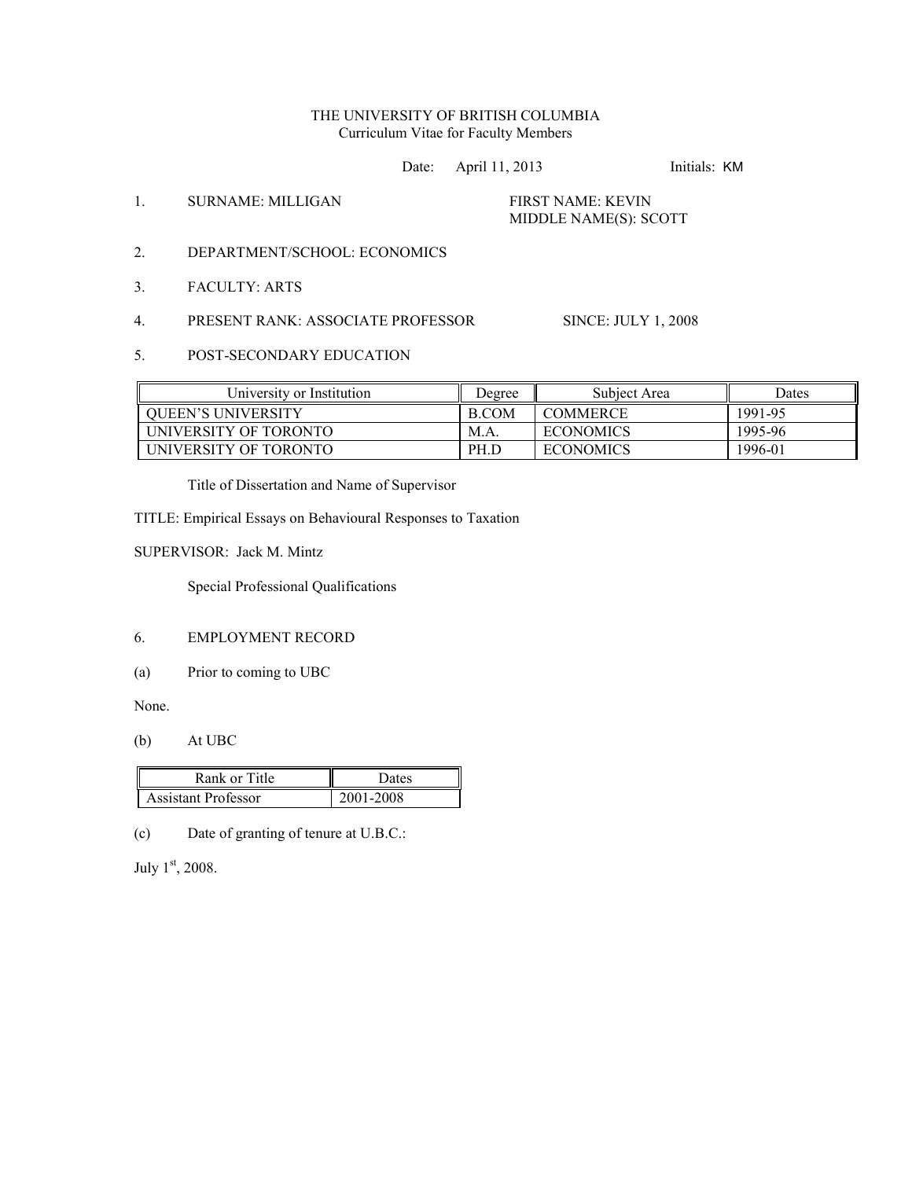# THE UNIVERSITY OF BRITISH COLUMBIA
Curriculum Vitae for Faculty Members

Date: April 11, 2013 Initials: KM

1. SURNAME: MILLIGAN FIRST NAME: KEVIN
   MIDDLE NAME(S): SCOTT

2. DEPARTMENT/SCHOOL: ECONOMICS

3. FACULTY: ARTS

4. PRESENT RANK: ASSOCIATE PROFESSOR SINCE: JULY 1, 2008

5. POST-SECONDARY EDUCATION

| University or Institution | Degree | Subject Area | Dates |
|---|---|---|---|
| QUEEN'S UNIVERSITY | B.COM | COMMERCE | 1991-95 |
| UNIVERSITY OF TORONTO | M.A. | ECONOMICS | 1995-96 |
| UNIVERSITY OF TORONTO | PH.D | ECONOMICS | 1996-01 |

Title of Dissertation and Name of Supervisor

TITLE: Empirical Essays on Behavioural Responses to Taxation

SUPERVISOR: Jack M. Mintz

Special Professional Qualifications

6. EMPLOYMENT RECORD

(a) Prior to coming to UBC

None.

(b) At UBC

| Rank or Title | Dates |
|---|---|
| Assistant Professor | 2001-2008 |

(c) Date of granting of tenure at U.B.C.:

July 1st, 2008.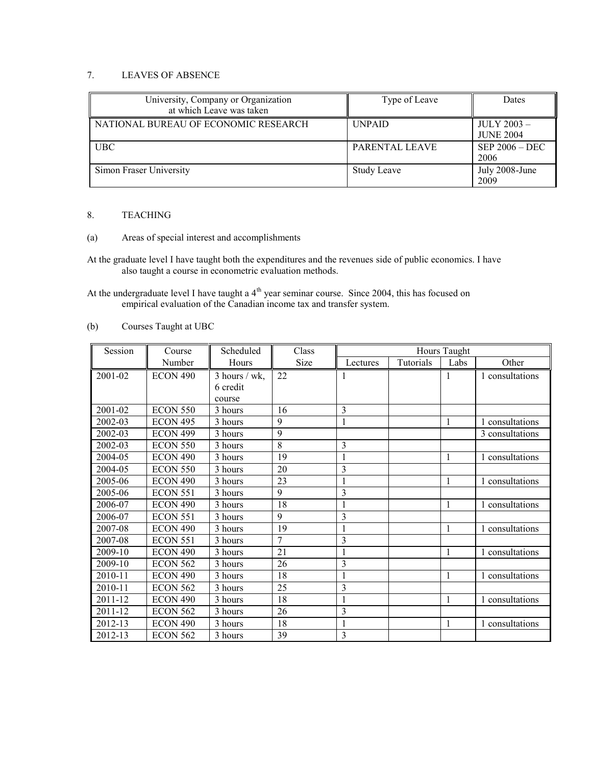## 7. LEAVES OF ABSENCE

| University, Company or Organization at which Leave was taken | Type of Leave | Dates |
|---|---|---|
| NATIONAL BUREAU OF ECONOMIC RESEARCH | UNPAID | JULY 2003 – JUNE 2004 |
| UBC | PARENTAL LEAVE | SEP 2006 – DEC 2006 |
| Simon Fraser University | Study Leave | July 2008-June 2009 |

## 8. TEACHING

### (a) Areas of special interest and accomplishments

At the graduate level I have taught both the expenditures and the revenues side of public economics. I have also taught a course in econometric evaluation methods.

At the undergraduate level I have taught a 4th year seminar course. Since 2004, this has focused on empirical evaluation of the Canadian income tax and transfer system.

### (b) Courses Taught at UBC

| Session | Course Number | Scheduled Hours | Class Size | Hours Taught | | | |
|---|---|---|---|---|---|---|---|
| | | | | Lectures | Tutorials | Labs | Other |
| 2001-02 | ECON 490 | 3 hours / wk, 6 credit course | 22 | 1 | | 1 | 1 consultations |
| 2001-02 | ECON 550 | 3 hours | 16 | 3 | | | |
| 2002-03 | ECON 495 | 3 hours | 9 | 1 | | 1 | 1 consultations |
| 2002-03 | ECON 499 | 3 hours | 9 | | | | 3 consultations |
| 2002-03 | ECON 550 | 3 hours | 8 | 3 | | | |
| 2004-05 | ECON 490 | 3 hours | 19 | 1 | | 1 | 1 consultations |
| 2004-05 | ECON 550 | 3 hours | 20 | 3 | | | |
| 2005-06 | ECON 490 | 3 hours | 23 | 1 | | 1 | 1 consultations |
| 2005-06 | ECON 551 | 3 hours | 9 | 3 | | | |
| 2006-07 | ECON 490 | 3 hours | 18 | 1 | | 1 | 1 consultations |
| 2006-07 | ECON 551 | 3 hours | 9 | 3 | | | |
| 2007-08 | ECON 490 | 3 hours | 19 | 1 | | 1 | 1 consultations |
| 2007-08 | ECON 551 | 3 hours | 7 | 3 | | | |
| 2009-10 | ECON 490 | 3 hours | 21 | 1 | | 1 | 1 consultations |
| 2009-10 | ECON 562 | 3 hours | 26 | 3 | | | |
| 2010-11 | ECON 490 | 3 hours | 18 | 1 | | 1 | 1 consultations |
| 2010-11 | ECON 562 | 3 hours | 25 | 3 | | | |
| 2011-12 | ECON 490 | 3 hours | 18 | 1 | | 1 | 1 consultations |
| 2011-12 | ECON 562 | 3 hours | 26 | 3 | | | |
| 2012-13 | ECON 490 | 3 hours | 18 | 1 | | 1 | 1 consultations |
| 2012-13 | ECON 562 | 3 hours | 39 | 3 | | | |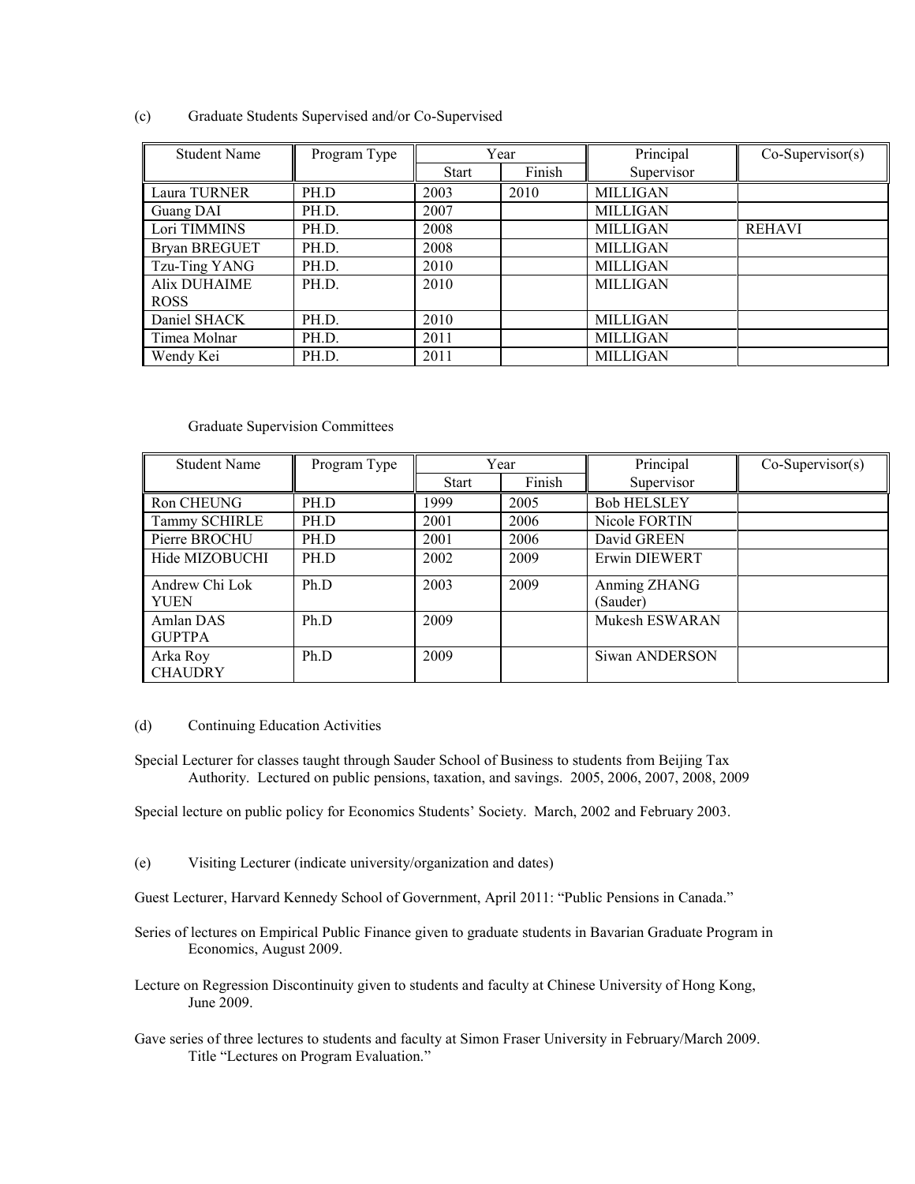(c) Graduate Students Supervised and/or Co-Supervised

| Student Name | Program Type | Year | | Principal Supervisor | Co-Supervisor(s) |
|---|---|---|---|---|---|
| | | Start | Finish | | |
| Laura TURNER | PH.D | 2003 | 2010 | MILLIGAN | |
| Guang DAI | PH.D. | 2007 | | MILLIGAN | |
| Lori TIMMINS | PH.D. | 2008 | | MILLIGAN | REHAVI |
| Bryan BREGUET | PH.D. | 2008 | | MILLIGAN | |
| Tzu-Ting YANG | PH.D. | 2010 | | MILLIGAN | |
| Alix DUHAIME ROSS | PH.D. | 2010 | | MILLIGAN | |
| Daniel SHACK | PH.D. | 2010 | | MILLIGAN | |
| Timea Molnar | PH.D. | 2011 | | MILLIGAN | |
| Wendy Kei | PH.D. | 2011 | | MILLIGAN | |

Graduate Supervision Committees

| Student Name | Program Type | Year | | Principal Supervisor | Co-Supervisor(s) |
|---|---|---|---|---|---|
| | | Start | Finish | | |
| Ron CHEUNG | PH.D | 1999 | 2005 | Bob HELSLEY | |
| Tammy SCHIRLE | PH.D | 2001 | 2006 | Nicole FORTIN | |
| Pierre BROCHU | PH.D | 2001 | 2006 | David GREEN | |
| Hide MIZOBUCHI | PH.D | 2002 | 2009 | Erwin DIEWERT | |
| Andrew Chi Lok YUEN | Ph.D | 2003 | 2009 | Anming ZHANG (Sauder) | |
| Amlan DAS GUPTPA | Ph.D | 2009 | | Mukesh ESWARAN | |
| Arka Roy CHAUDRY | Ph.D | 2009 | | Siwan ANDERSON | |

(d) Continuing Education Activities

Special Lecturer for classes taught through Sauder School of Business to students from Beijing Tax Authority. Lectured on public pensions, taxation, and savings. 2005, 2006, 2007, 2008, 2009

Special lecture on public policy for Economics Students' Society. March, 2002 and February 2003.

(e) Visiting Lecturer (indicate university/organization and dates)

Guest Lecturer, Harvard Kennedy School of Government, April 2011: "Public Pensions in Canada."

Series of lectures on Empirical Public Finance given to graduate students in Bavarian Graduate Program in Economics, August 2009.

Lecture on Regression Discontinuity given to students and faculty at Chinese University of Hong Kong, June 2009.

Gave series of three lectures to students and faculty at Simon Fraser University in February/March 2009. Title "Lectures on Program Evaluation."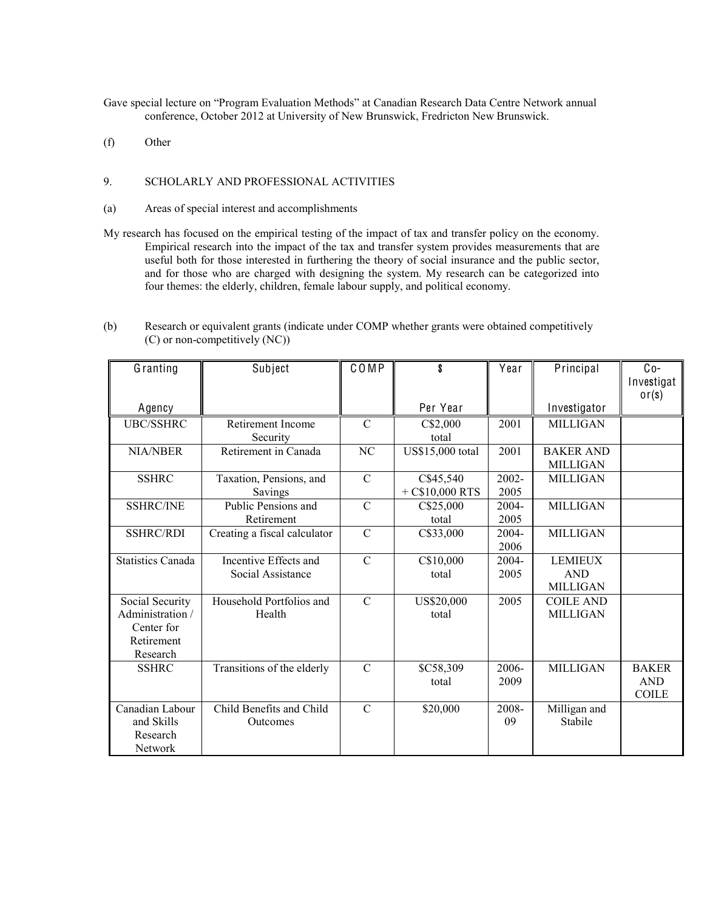Gave special lecture on "Program Evaluation Methods" at Canadian Research Data Centre Network annual conference, October 2012 at University of New Brunswick, Fredricton New Brunswick.

(f) Other

9. SCHOLARLY AND PROFESSIONAL ACTIVITIES

(a) Areas of special interest and accomplishments

My research has focused on the empirical testing of the impact of tax and transfer policy on the economy. Empirical research into the impact of the tax and transfer system provides measurements that are useful both for those interested in furthering the theory of social insurance and the public sector, and for those who are charged with designing the system. My research can be categorized into four themes: the elderly, children, female labour supply, and political economy.

(b) Research or equivalent grants (indicate under COMP whether grants were obtained competitively (C) or non-competitively (NC))

| Granting Agency | Subject | COMP | $ Per Year | Year | Principal Investigator | Co-Investigator(s) |
|---|---|---|---|---|---|---|
| UBC/SSHRC | Retirement Income Security | C | C$2,000 total | 2001 | MILLIGAN | |
| NIA/NBER | Retirement in Canada | NC | US$15,000 total | 2001 | BAKER AND MILLIGAN | |
| SSHRC | Taxation, Pensions, and Savings | C | C$45,540 + C$10,000 RTS | 2002-2005 | MILLIGAN | |
| SSHRC/INE | Public Pensions and Retirement | C | C$25,000 total | 2004-2005 | MILLIGAN | |
| SSHRC/RDI | Creating a fiscal calculator | C | C$33,000 | 2004-2006 | MILLIGAN | |
| Statistics Canada | Incentive Effects and Social Assistance | C | C$10,000 total | 2004-2005 | LEMIEUX AND MILLIGAN | |
| Social Security Administration / Center for Retirement Research | Household Portfolios and Health | C | US$20,000 total | 2005 | COILE AND MILLIGAN | |
| SSHRC | Transitions of the elderly | C | $C58,309 total | 2006-2009 | MILLIGAN | BAKER AND COILE |
| Canadian Labour and Skills Research Network | Child Benefits and Child Outcomes | C | $20,000 | 2008-09 | Milligan and Stabile | |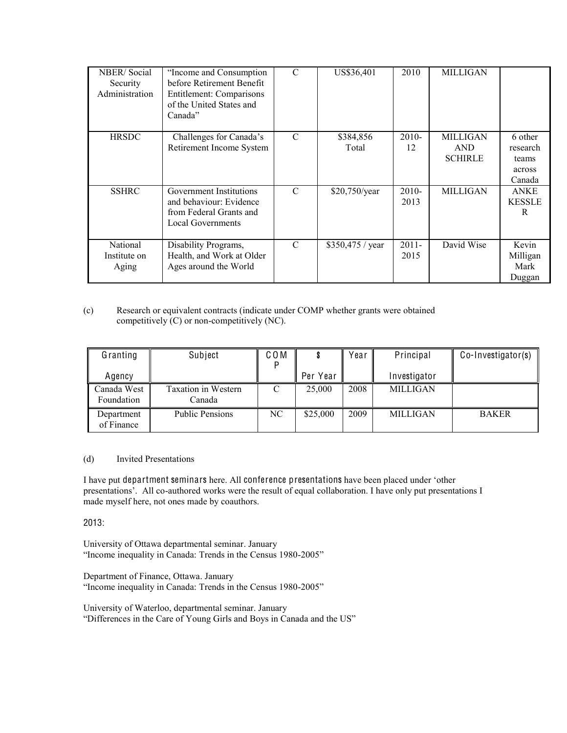| NBER/ Social Security Administration | "Income and Consumption before Retirement Benefit Entitlement: Comparisons of the United States and Canada" | C | US$36,401 | 2010 | MILLIGAN | |
|---|---|---|---|---|---|---|
| HRSDC | Challenges for Canada's Retirement Income System | C | $384,856 Total | 2010-12 | MILLIGAN AND SCHIRLE | 6 other research teams across Canada |
| SSHRC | Government Institutions and behaviour: Evidence from Federal Grants and Local Governments | C | $20,750/year | 2010-2013 | MILLIGAN | ANKE KESSLER |
| National Institute on Aging | Disability Programs, Health, and Work at Older Ages around the World | C | $350,475 / year | 2011-2015 | David Wise | Kevin Milligan Mark Duggan |

(c) Research or equivalent contracts (indicate under COMP whether grants were obtained competitively (C) or non-competitively (NC).

| Granting Agency | Subject | COMP | $ Per Year | Year | Principal Investigator | Co-Investigator(s) |
|---|---|---|---|---|---|---|
| Canada West Foundation | Taxation in Western Canada | C | 25,000 | 2008 | MILLIGAN | |
| Department of Finance | Public Pensions | NC | $25,000 | 2009 | MILLIGAN | BAKER |

(d) Invited Presentations

I have put department seminars here. All conference presentations have been placed under 'other presentations'. All co-authored works were the result of equal collaboration. I have only put presentations I made myself here, not ones made by coauthors.

2013:

University of Ottawa departmental seminar. January
"Income inequality in Canada: Trends in the Census 1980-2005"

Department of Finance, Ottawa. January
"Income inequality in Canada: Trends in the Census 1980-2005"

University of Waterloo, departmental seminar. January
"Differences in the Care of Young Girls and Boys in Canada and the US"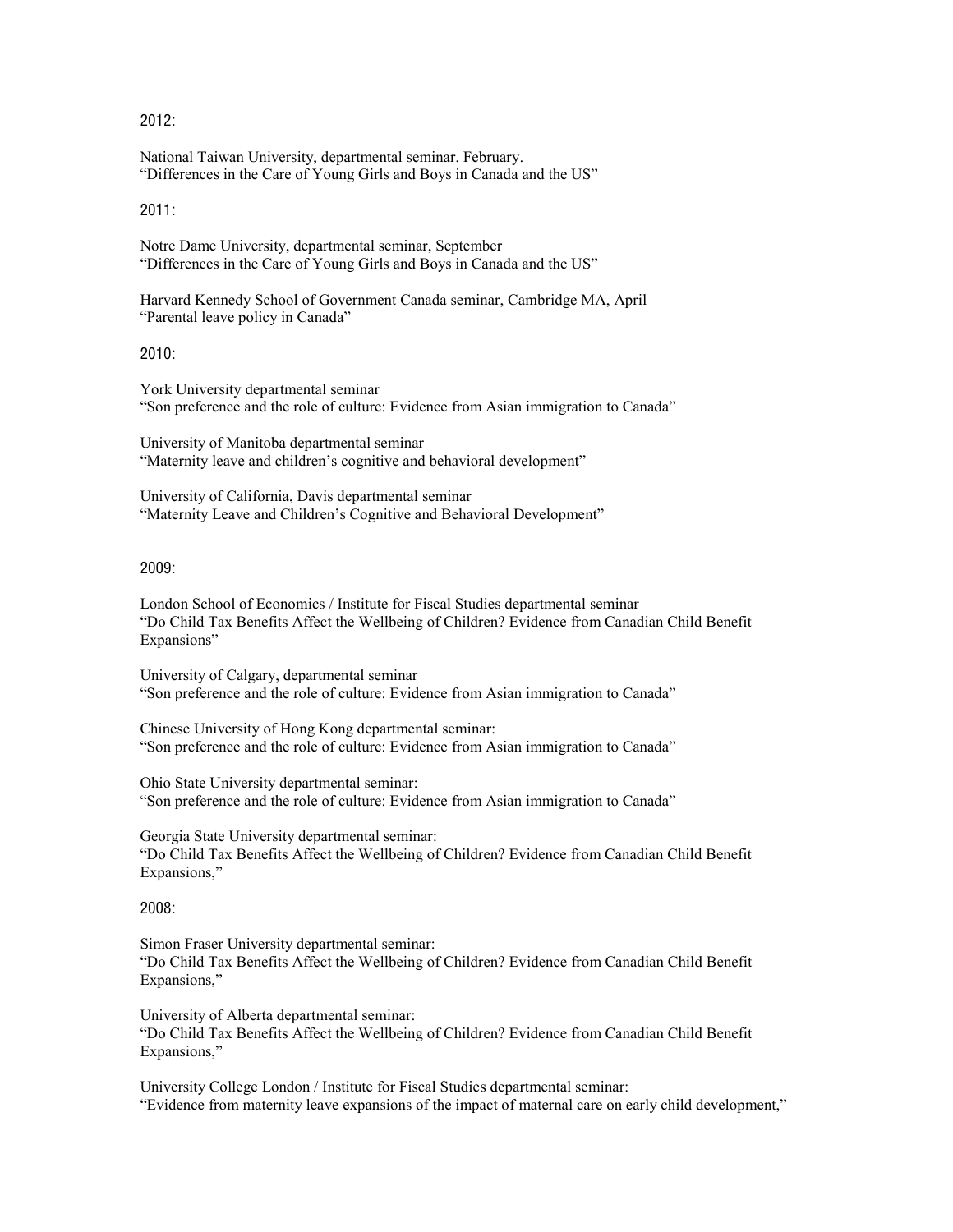2012:

National Taiwan University, departmental seminar. February.
"Differences in the Care of Young Girls and Boys in Canada and the US"

2011:

Notre Dame University, departmental seminar, September
"Differences in the Care of Young Girls and Boys in Canada and the US"

Harvard Kennedy School of Government Canada seminar, Cambridge MA, April
"Parental leave policy in Canada"

2010:

York University departmental seminar
"Son preference and the role of culture: Evidence from Asian immigration to Canada"

University of Manitoba departmental seminar
"Maternity leave and children's cognitive and behavioral development"

University of California, Davis departmental seminar
"Maternity Leave and Children's Cognitive and Behavioral Development"

2009:

London School of Economics / Institute for Fiscal Studies departmental seminar
"Do Child Tax Benefits Affect the Wellbeing of Children? Evidence from Canadian Child Benefit Expansions"

University of Calgary, departmental seminar
"Son preference and the role of culture: Evidence from Asian immigration to Canada"

Chinese University of Hong Kong departmental seminar:
"Son preference and the role of culture: Evidence from Asian immigration to Canada"

Ohio State University departmental seminar:
"Son preference and the role of culture: Evidence from Asian immigration to Canada"

Georgia State University departmental seminar:
"Do Child Tax Benefits Affect the Wellbeing of Children? Evidence from Canadian Child Benefit Expansions,"

2008:

Simon Fraser University departmental seminar:
"Do Child Tax Benefits Affect the Wellbeing of Children? Evidence from Canadian Child Benefit Expansions,"

University of Alberta departmental seminar:
"Do Child Tax Benefits Affect the Wellbeing of Children? Evidence from Canadian Child Benefit Expansions,"

University College London / Institute for Fiscal Studies departmental seminar:
"Evidence from maternity leave expansions of the impact of maternal care on early child development,"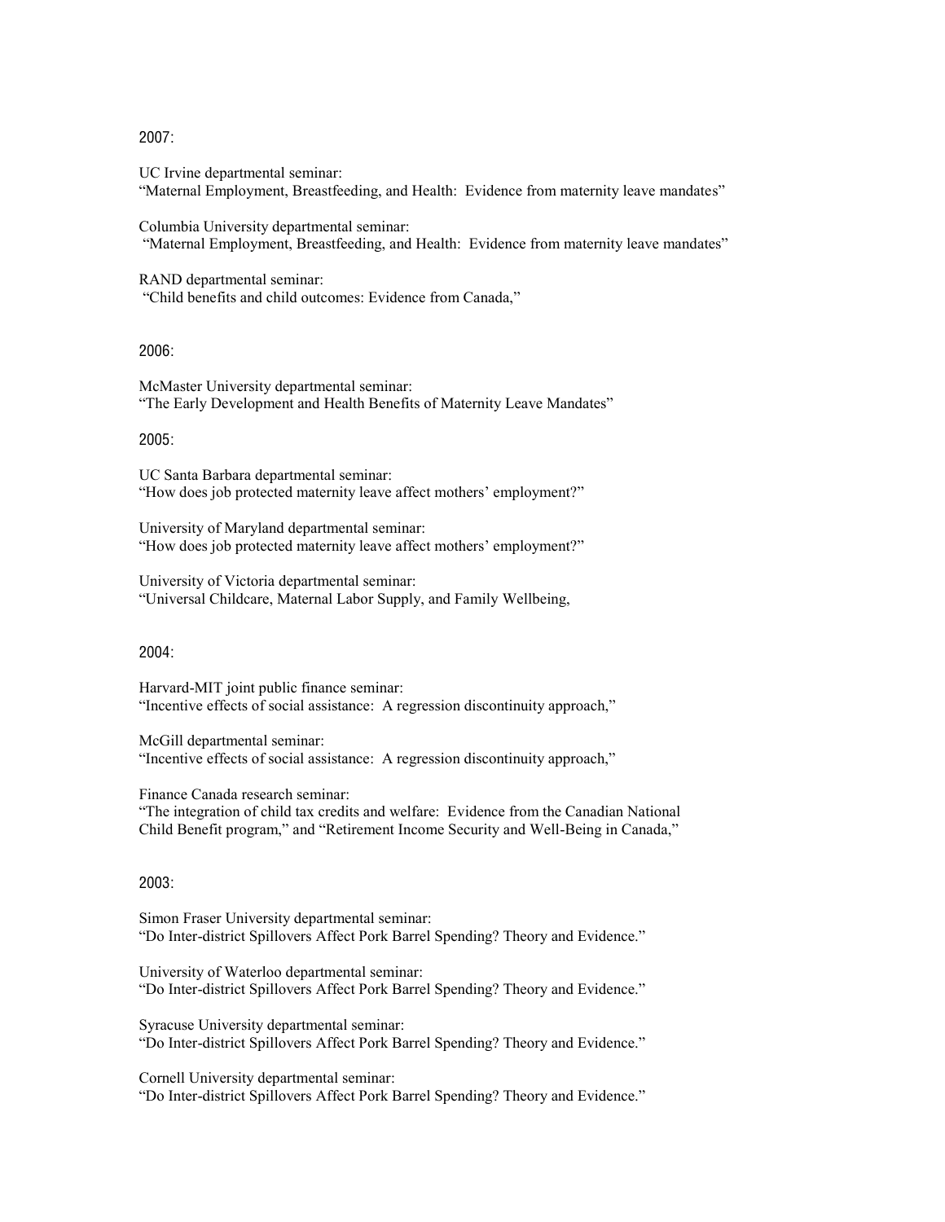2007:

UC Irvine departmental seminar:
"Maternal Employment, Breastfeeding, and Health: Evidence from maternity leave mandates"

Columbia University departmental seminar:
"Maternal Employment, Breastfeeding, and Health: Evidence from maternity leave mandates"

RAND departmental seminar:
"Child benefits and child outcomes: Evidence from Canada,"

2006:

McMaster University departmental seminar:
"The Early Development and Health Benefits of Maternity Leave Mandates"

2005:

UC Santa Barbara departmental seminar:
"How does job protected maternity leave affect mothers' employment?"

University of Maryland departmental seminar:
"How does job protected maternity leave affect mothers' employment?"

University of Victoria departmental seminar:
"Universal Childcare, Maternal Labor Supply, and Family Wellbeing,

2004:

Harvard-MIT joint public finance seminar:
"Incentive effects of social assistance: A regression discontinuity approach,"

McGill departmental seminar:
"Incentive effects of social assistance: A regression discontinuity approach,"

Finance Canada research seminar:
"The integration of child tax credits and welfare: Evidence from the Canadian National Child Benefit program," and "Retirement Income Security and Well-Being in Canada,"

2003:

Simon Fraser University departmental seminar:
"Do Inter-district Spillovers Affect Pork Barrel Spending? Theory and Evidence."

University of Waterloo departmental seminar:
"Do Inter-district Spillovers Affect Pork Barrel Spending? Theory and Evidence."

Syracuse University departmental seminar:
"Do Inter-district Spillovers Affect Pork Barrel Spending? Theory and Evidence."

Cornell University departmental seminar:
"Do Inter-district Spillovers Affect Pork Barrel Spending? Theory and Evidence."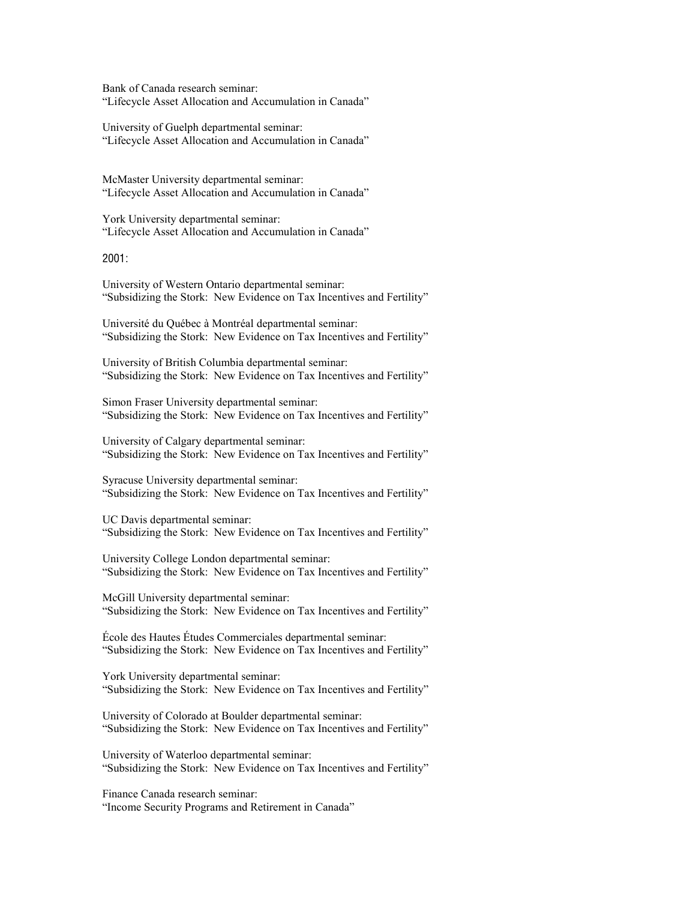Bank of Canada research seminar:
"Lifecycle Asset Allocation and Accumulation in Canada"

University of Guelph departmental seminar:
"Lifecycle Asset Allocation and Accumulation in Canada"

McMaster University departmental seminar:
"Lifecycle Asset Allocation and Accumulation in Canada"

York University departmental seminar:
"Lifecycle Asset Allocation and Accumulation in Canada"

2001:

University of Western Ontario departmental seminar:
"Subsidizing the Stork: New Evidence on Tax Incentives and Fertility"

Université du Québec à Montréal departmental seminar:
"Subsidizing the Stork: New Evidence on Tax Incentives and Fertility"

University of British Columbia departmental seminar:
"Subsidizing the Stork: New Evidence on Tax Incentives and Fertility"

Simon Fraser University departmental seminar:
"Subsidizing the Stork: New Evidence on Tax Incentives and Fertility"

University of Calgary departmental seminar:
"Subsidizing the Stork: New Evidence on Tax Incentives and Fertility"

Syracuse University departmental seminar:
"Subsidizing the Stork: New Evidence on Tax Incentives and Fertility"

UC Davis departmental seminar:
"Subsidizing the Stork: New Evidence on Tax Incentives and Fertility"

University College London departmental seminar:
"Subsidizing the Stork: New Evidence on Tax Incentives and Fertility"

McGill University departmental seminar:
"Subsidizing the Stork: New Evidence on Tax Incentives and Fertility"

École des Hautes Études Commerciales departmental seminar:
"Subsidizing the Stork: New Evidence on Tax Incentives and Fertility"

York University departmental seminar:
"Subsidizing the Stork: New Evidence on Tax Incentives and Fertility"

University of Colorado at Boulder departmental seminar:
"Subsidizing the Stork: New Evidence on Tax Incentives and Fertility"

University of Waterloo departmental seminar:
"Subsidizing the Stork: New Evidence on Tax Incentives and Fertility"

Finance Canada research seminar:
"Income Security Programs and Retirement in Canada"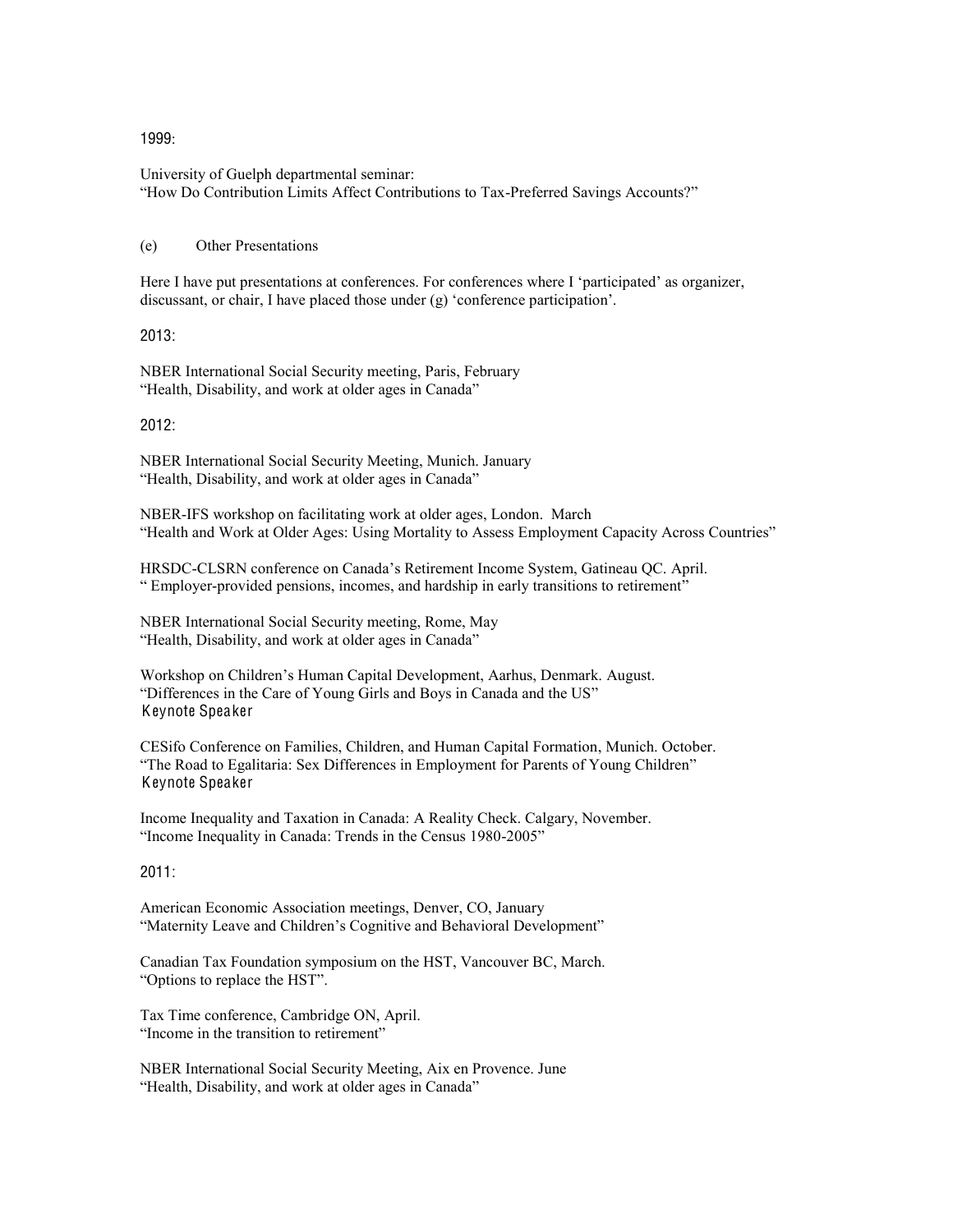1999:

University of Guelph departmental seminar:
"How Do Contribution Limits Affect Contributions to Tax-Preferred Savings Accounts?"

(e) Other Presentations

Here I have put presentations at conferences. For conferences where I 'participated' as organizer, discussant, or chair, I have placed those under (g) 'conference participation'.

2013:

NBER International Social Security meeting, Paris, February
"Health, Disability, and work at older ages in Canada"

2012:

NBER International Social Security Meeting, Munich. January
"Health, Disability, and work at older ages in Canada"

NBER-IFS workshop on facilitating work at older ages, London. March
"Health and Work at Older Ages: Using Mortality to Assess Employment Capacity Across Countries"

HRSDC-CLSRN conference on Canada's Retirement Income System, Gatineau QC. April.
" Employer-provided pensions, incomes, and hardship in early transitions to retirement"

NBER International Social Security meeting, Rome, May
"Health, Disability, and work at older ages in Canada"

Workshop on Children's Human Capital Development, Aarhus, Denmark. August.
"Differences in the Care of Young Girls and Boys in Canada and the US"
Keynote Speaker

CESifo Conference on Families, Children, and Human Capital Formation, Munich. October.
"The Road to Egalitaria: Sex Differences in Employment for Parents of Young Children"
Keynote Speaker

Income Inequality and Taxation in Canada: A Reality Check. Calgary, November.
"Income Inequality in Canada: Trends in the Census 1980-2005"

2011:

American Economic Association meetings, Denver, CO, January
"Maternity Leave and Children's Cognitive and Behavioral Development"

Canadian Tax Foundation symposium on the HST, Vancouver BC, March.
"Options to replace the HST".

Tax Time conference, Cambridge ON, April.
"Income in the transition to retirement"

NBER International Social Security Meeting, Aix en Provence. June
"Health, Disability, and work at older ages in Canada"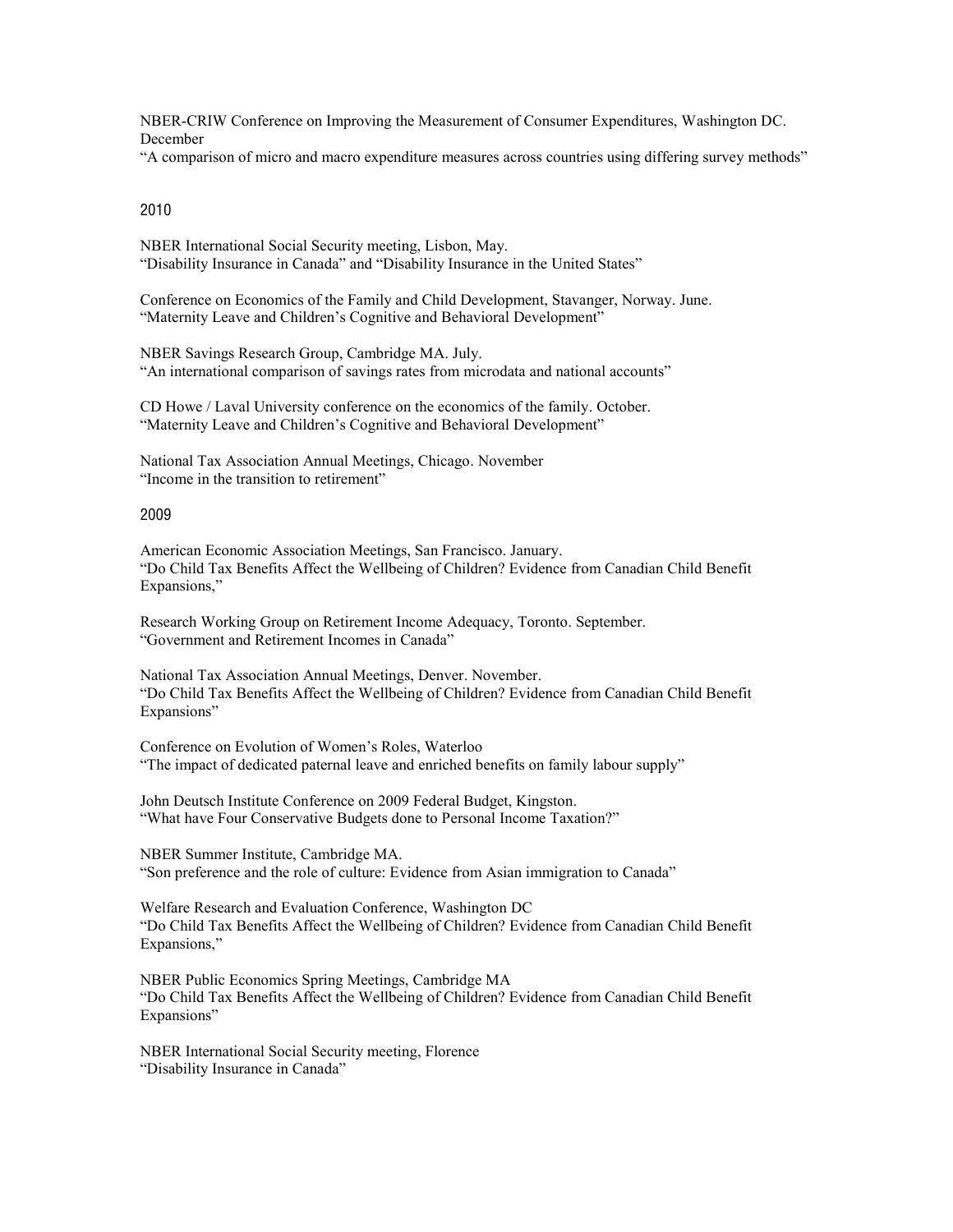NBER-CRIW Conference on Improving the Measurement of Consumer Expenditures, Washington DC. December
"A comparison of micro and macro expenditure measures across countries using differing survey methods"

2010

NBER International Social Security meeting, Lisbon, May.
"Disability Insurance in Canada" and "Disability Insurance in the United States"

Conference on Economics of the Family and Child Development, Stavanger, Norway. June.
"Maternity Leave and Children's Cognitive and Behavioral Development"

NBER Savings Research Group, Cambridge MA. July.
"An international comparison of savings rates from microdata and national accounts"

CD Howe / Laval University conference on the economics of the family. October.
"Maternity Leave and Children's Cognitive and Behavioral Development"

National Tax Association Annual Meetings, Chicago. November
"Income in the transition to retirement"

2009

American Economic Association Meetings, San Francisco. January.
"Do Child Tax Benefits Affect the Wellbeing of Children? Evidence from Canadian Child Benefit Expansions,"

Research Working Group on Retirement Income Adequacy, Toronto. September.
"Government and Retirement Incomes in Canada"

National Tax Association Annual Meetings, Denver. November.
"Do Child Tax Benefits Affect the Wellbeing of Children? Evidence from Canadian Child Benefit Expansions"

Conference on Evolution of Women's Roles, Waterloo
"The impact of dedicated paternal leave and enriched benefits on family labour supply"

John Deutsch Institute Conference on 2009 Federal Budget, Kingston.
"What have Four Conservative Budgets done to Personal Income Taxation?"

NBER Summer Institute, Cambridge MA.
"Son preference and the role of culture: Evidence from Asian immigration to Canada"

Welfare Research and Evaluation Conference, Washington DC
"Do Child Tax Benefits Affect the Wellbeing of Children? Evidence from Canadian Child Benefit Expansions,"

NBER Public Economics Spring Meetings, Cambridge MA
"Do Child Tax Benefits Affect the Wellbeing of Children? Evidence from Canadian Child Benefit Expansions"

NBER International Social Security meeting, Florence
"Disability Insurance in Canada"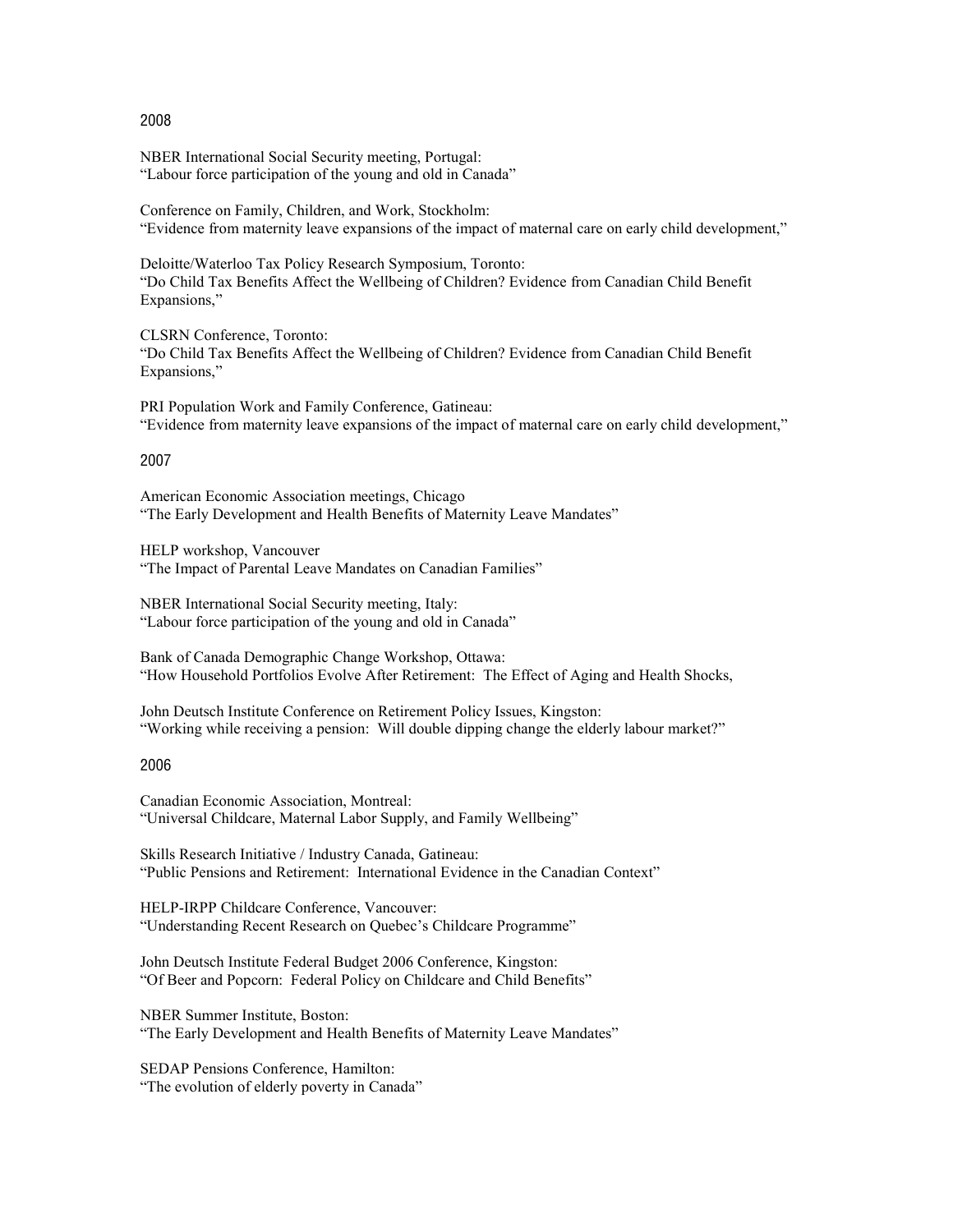2008

NBER International Social Security meeting, Portugal:
"Labour force participation of the young and old in Canada"

Conference on Family, Children, and Work, Stockholm:
"Evidence from maternity leave expansions of the impact of maternal care on early child development,"

Deloitte/Waterloo Tax Policy Research Symposium, Toronto:
"Do Child Tax Benefits Affect the Wellbeing of Children? Evidence from Canadian Child Benefit Expansions,"

CLSRN Conference, Toronto:
"Do Child Tax Benefits Affect the Wellbeing of Children? Evidence from Canadian Child Benefit Expansions,"

PRI Population Work and Family Conference, Gatineau:
"Evidence from maternity leave expansions of the impact of maternal care on early child development,"

2007

American Economic Association meetings, Chicago
"The Early Development and Health Benefits of Maternity Leave Mandates"

HELP workshop, Vancouver
"The Impact of Parental Leave Mandates on Canadian Families"

NBER International Social Security meeting, Italy:
"Labour force participation of the young and old in Canada"

Bank of Canada Demographic Change Workshop, Ottawa:
"How Household Portfolios Evolve After Retirement: The Effect of Aging and Health Shocks,

John Deutsch Institute Conference on Retirement Policy Issues, Kingston:
"Working while receiving a pension: Will double dipping change the elderly labour market?"

2006

Canadian Economic Association, Montreal:
"Universal Childcare, Maternal Labor Supply, and Family Wellbeing"

Skills Research Initiative / Industry Canada, Gatineau:
"Public Pensions and Retirement: International Evidence in the Canadian Context"

HELP-IRPP Childcare Conference, Vancouver:
"Understanding Recent Research on Quebec's Childcare Programme"

John Deutsch Institute Federal Budget 2006 Conference, Kingston:
"Of Beer and Popcorn: Federal Policy on Childcare and Child Benefits"

NBER Summer Institute, Boston:
"The Early Development and Health Benefits of Maternity Leave Mandates"

SEDAP Pensions Conference, Hamilton:
"The evolution of elderly poverty in Canada"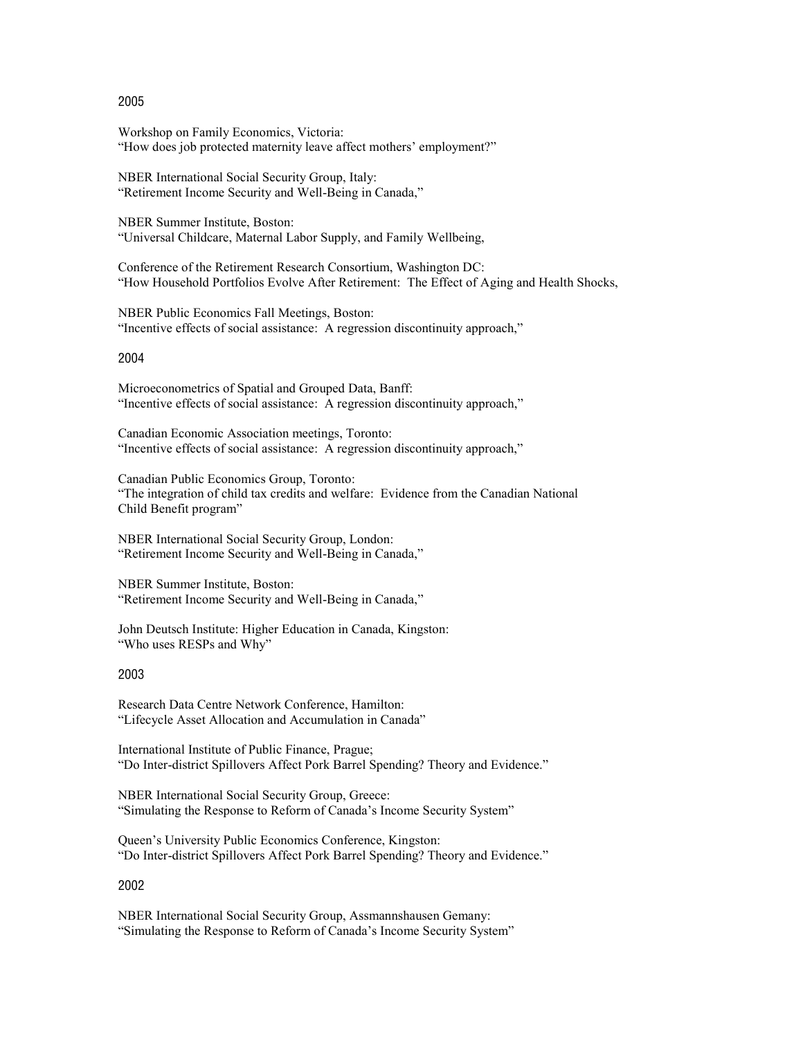## 2005

Workshop on Family Economics, Victoria:
"How does job protected maternity leave affect mothers' employment?"

NBER International Social Security Group, Italy:
"Retirement Income Security and Well-Being in Canada,"

NBER Summer Institute, Boston:
"Universal Childcare, Maternal Labor Supply, and Family Wellbeing,

Conference of the Retirement Research Consortium, Washington DC:
"How Household Portfolios Evolve After Retirement: The Effect of Aging and Health Shocks,

NBER Public Economics Fall Meetings, Boston:
"Incentive effects of social assistance: A regression discontinuity approach,"

## 2004

Microeconometrics of Spatial and Grouped Data, Banff:
"Incentive effects of social assistance: A regression discontinuity approach,"

Canadian Economic Association meetings, Toronto:
"Incentive effects of social assistance: A regression discontinuity approach,"

Canadian Public Economics Group, Toronto:
"The integration of child tax credits and welfare: Evidence from the Canadian National Child Benefit program"

NBER International Social Security Group, London:
"Retirement Income Security and Well-Being in Canada,"

NBER Summer Institute, Boston:
"Retirement Income Security and Well-Being in Canada,"

John Deutsch Institute: Higher Education in Canada, Kingston:
"Who uses RESPs and Why"

## 2003

Research Data Centre Network Conference, Hamilton:
"Lifecycle Asset Allocation and Accumulation in Canada"

International Institute of Public Finance, Prague;
"Do Inter-district Spillovers Affect Pork Barrel Spending? Theory and Evidence."

NBER International Social Security Group, Greece:
"Simulating the Response to Reform of Canada's Income Security System"

Queen's University Public Economics Conference, Kingston:
"Do Inter-district Spillovers Affect Pork Barrel Spending? Theory and Evidence."

## 2002

NBER International Social Security Group, Assmannshausen Gemany:
"Simulating the Response to Reform of Canada's Income Security System"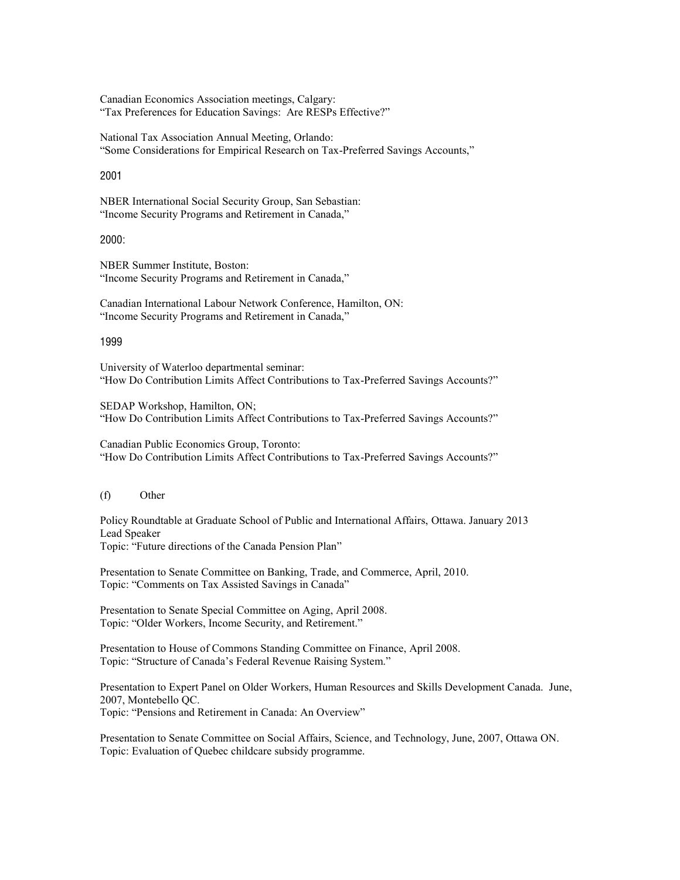Canadian Economics Association meetings, Calgary:
"Tax Preferences for Education Savings: Are RESPs Effective?"

National Tax Association Annual Meeting, Orlando:
"Some Considerations for Empirical Research on Tax-Preferred Savings Accounts,"

2001

NBER International Social Security Group, San Sebastian:
"Income Security Programs and Retirement in Canada,"

2000:

NBER Summer Institute, Boston:
"Income Security Programs and Retirement in Canada,"

Canadian International Labour Network Conference, Hamilton, ON:
"Income Security Programs and Retirement in Canada,"

1999

University of Waterloo departmental seminar:
"How Do Contribution Limits Affect Contributions to Tax-Preferred Savings Accounts?"

SEDAP Workshop, Hamilton, ON;
"How Do Contribution Limits Affect Contributions to Tax-Preferred Savings Accounts?"

Canadian Public Economics Group, Toronto:
"How Do Contribution Limits Affect Contributions to Tax-Preferred Savings Accounts?"

(f) Other

Policy Roundtable at Graduate School of Public and International Affairs, Ottawa. January 2013
Lead Speaker
Topic: "Future directions of the Canada Pension Plan"

Presentation to Senate Committee on Banking, Trade, and Commerce, April, 2010.
Topic: "Comments on Tax Assisted Savings in Canada"

Presentation to Senate Special Committee on Aging, April 2008.
Topic: "Older Workers, Income Security, and Retirement."

Presentation to House of Commons Standing Committee on Finance, April 2008.
Topic: "Structure of Canada's Federal Revenue Raising System."

Presentation to Expert Panel on Older Workers, Human Resources and Skills Development Canada. June, 2007, Montebello QC.
Topic: "Pensions and Retirement in Canada: An Overview"

Presentation to Senate Committee on Social Affairs, Science, and Technology, June, 2007, Ottawa ON.
Topic: Evaluation of Quebec childcare subsidy programme.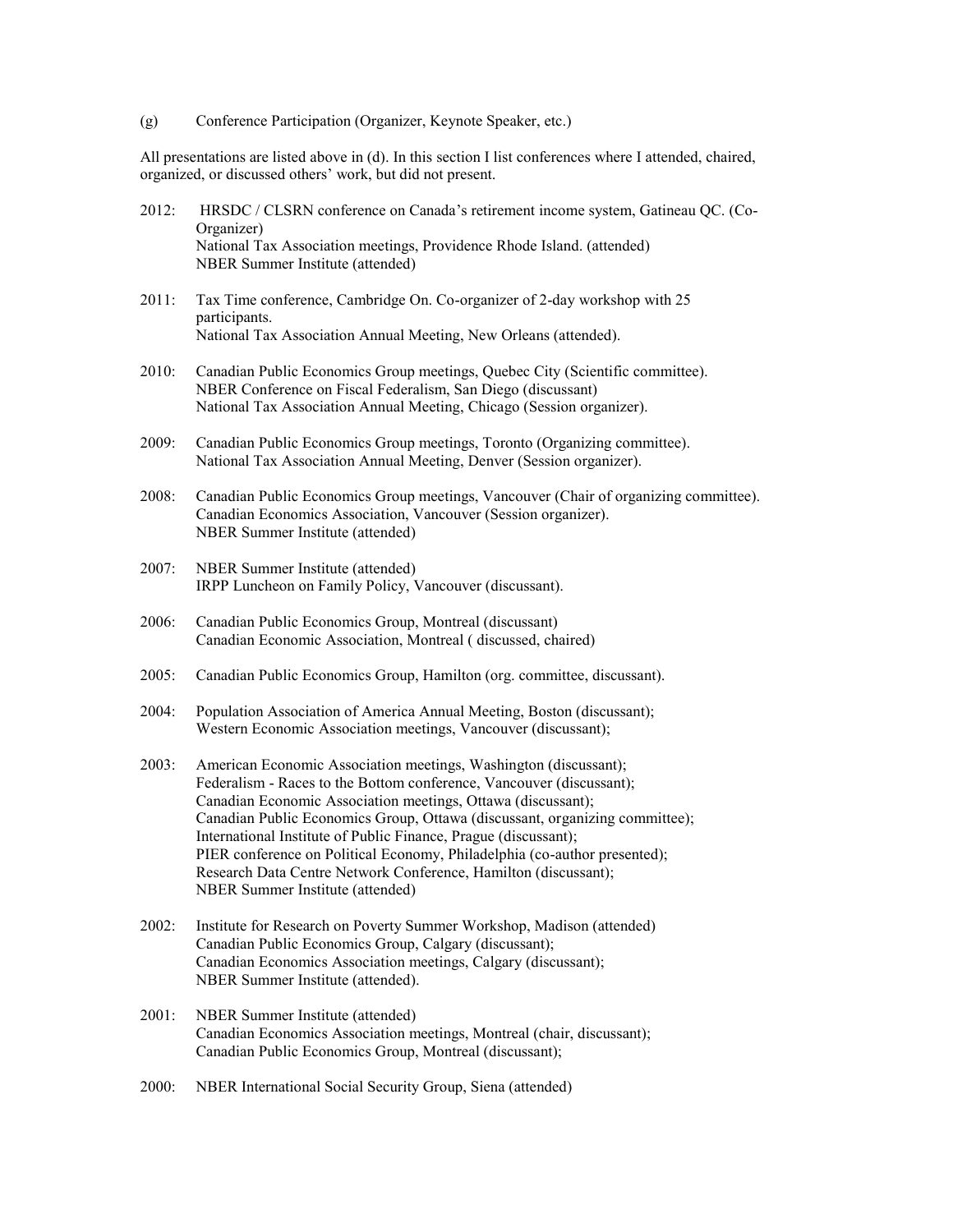(g) Conference Participation (Organizer, Keynote Speaker, etc.)

All presentations are listed above in (d). In this section I list conferences where I attended, chaired, organized, or discussed others' work, but did not present.

- 2012: HRSDC / CLSRN conference on Canada's retirement income system, Gatineau QC. (Co-Organizer)
  National Tax Association meetings, Providence Rhode Island. (attended)
  NBER Summer Institute (attended)

- 2011: Tax Time conference, Cambridge On. Co-organizer of 2-day workshop with 25 participants.
  National Tax Association Annual Meeting, New Orleans (attended).

- 2010: Canadian Public Economics Group meetings, Quebec City (Scientific committee).
  NBER Conference on Fiscal Federalism, San Diego (discussant)
  National Tax Association Annual Meeting, Chicago (Session organizer).

- 2009: Canadian Public Economics Group meetings, Toronto (Organizing committee).
  National Tax Association Annual Meeting, Denver (Session organizer).

- 2008: Canadian Public Economics Group meetings, Vancouver (Chair of organizing committee).
  Canadian Economics Association, Vancouver (Session organizer).
  NBER Summer Institute (attended)

- 2007: NBER Summer Institute (attended)
  IRPP Luncheon on Family Policy, Vancouver (discussant).

- 2006: Canadian Public Economics Group, Montreal (discussant)
  Canadian Economic Association, Montreal ( discussed, chaired)

- 2005: Canadian Public Economics Group, Hamilton (org. committee, discussant).

- 2004: Population Association of America Annual Meeting, Boston (discussant);
  Western Economic Association meetings, Vancouver (discussant);

- 2003: American Economic Association meetings, Washington (discussant);
  Federalism - Races to the Bottom conference, Vancouver (discussant);
  Canadian Economic Association meetings, Ottawa (discussant);
  Canadian Public Economics Group, Ottawa (discussant, organizing committee);
  International Institute of Public Finance, Prague (discussant);
  PIER conference on Political Economy, Philadelphia (co-author presented);
  Research Data Centre Network Conference, Hamilton (discussant);
  NBER Summer Institute (attended)

- 2002: Institute for Research on Poverty Summer Workshop, Madison (attended)
  Canadian Public Economics Group, Calgary (discussant);
  Canadian Economics Association meetings, Calgary (discussant);
  NBER Summer Institute (attended).

- 2001: NBER Summer Institute (attended)
  Canadian Economics Association meetings, Montreal (chair, discussant);
  Canadian Public Economics Group, Montreal (discussant);

- 2000: NBER International Social Security Group, Siena (attended)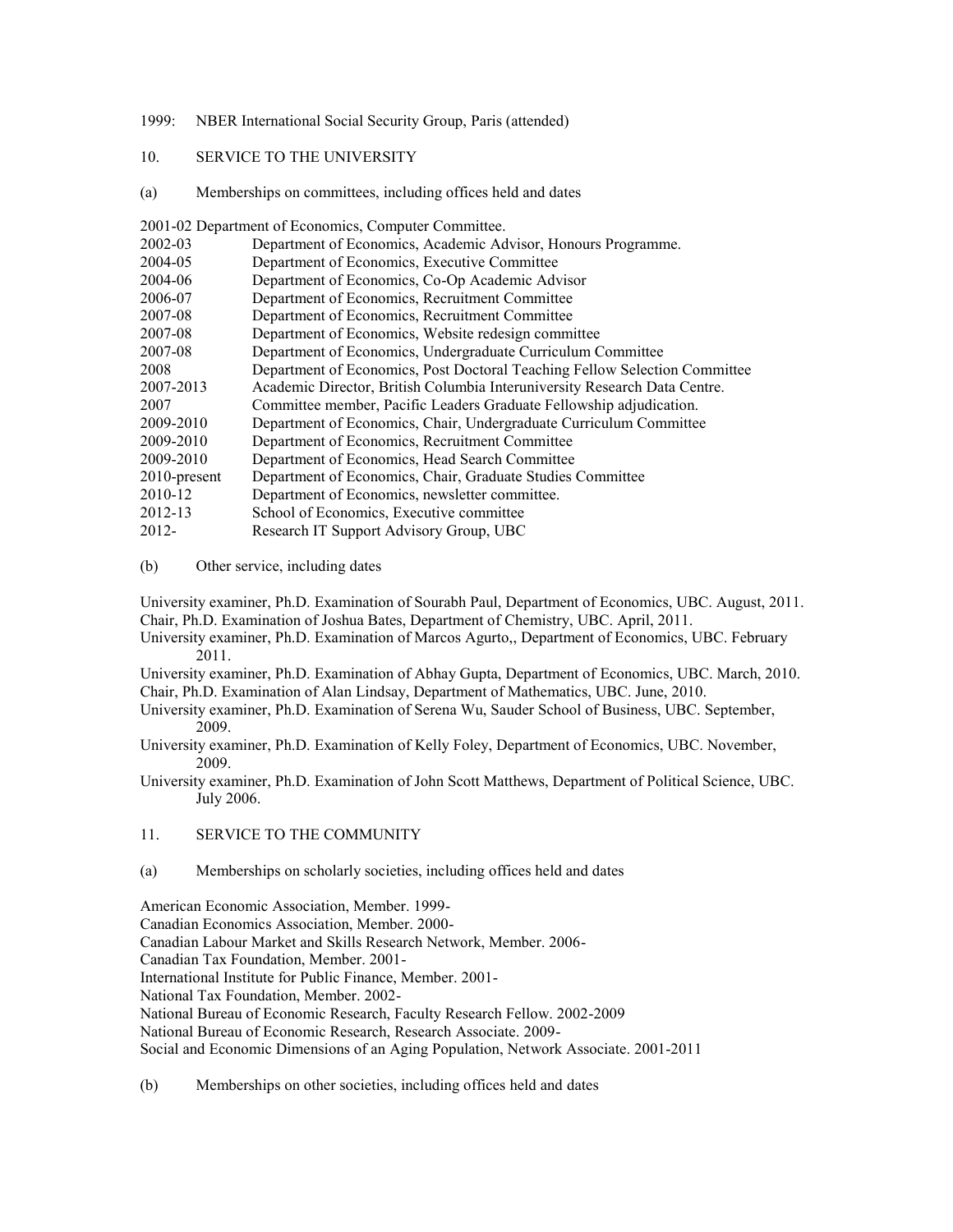1999: NBER International Social Security Group, Paris (attended)

## 10. SERVICE TO THE UNIVERSITY

### (a) Memberships on committees, including offices held and dates

2001-02 Department of Economics, Computer Committee.
2002-03 Department of Economics, Academic Advisor, Honours Programme.
2004-05 Department of Economics, Executive Committee
2004-06 Department of Economics, Co-Op Academic Advisor
2006-07 Department of Economics, Recruitment Committee
2007-08 Department of Economics, Recruitment Committee
2007-08 Department of Economics, Website redesign committee
2007-08 Department of Economics, Undergraduate Curriculum Committee
2008 Department of Economics, Post Doctoral Teaching Fellow Selection Committee
2007-2013 Academic Director, British Columbia Interuniversity Research Data Centre.
2007 Committee member, Pacific Leaders Graduate Fellowship adjudication.
2009-2010 Department of Economics, Chair, Undergraduate Curriculum Committee
2009-2010 Department of Economics, Recruitment Committee
2009-2010 Department of Economics, Head Search Committee
2010-present Department of Economics, Chair, Graduate Studies Committee
2010-12 Department of Economics, newsletter committee.
2012-13 School of Economics, Executive committee
2012- Research IT Support Advisory Group, UBC

### (b) Other service, including dates

University examiner, Ph.D. Examination of Sourabh Paul, Department of Economics, UBC. August, 2011.
Chair, Ph.D. Examination of Joshua Bates, Department of Chemistry, UBC. April, 2011.
University examiner, Ph.D. Examination of Marcos Agurto,, Department of Economics, UBC. February 2011.
University examiner, Ph.D. Examination of Abhay Gupta, Department of Economics, UBC. March, 2010.
Chair, Ph.D. Examination of Alan Lindsay, Department of Mathematics, UBC. June, 2010.
University examiner, Ph.D. Examination of Serena Wu, Sauder School of Business, UBC. September, 2009.
University examiner, Ph.D. Examination of Kelly Foley, Department of Economics, UBC. November, 2009.
University examiner, Ph.D. Examination of John Scott Matthews, Department of Political Science, UBC. July 2006.

## 11. SERVICE TO THE COMMUNITY

### (a) Memberships on scholarly societies, including offices held and dates

American Economic Association, Member. 1999-
Canadian Economics Association, Member. 2000-
Canadian Labour Market and Skills Research Network, Member. 2006-
Canadian Tax Foundation, Member. 2001-
International Institute for Public Finance, Member. 2001-
National Tax Foundation, Member. 2002-
National Bureau of Economic Research, Faculty Research Fellow. 2002-2009
National Bureau of Economic Research, Research Associate. 2009-
Social and Economic Dimensions of an Aging Population, Network Associate. 2001-2011

### (b) Memberships on other societies, including offices held and dates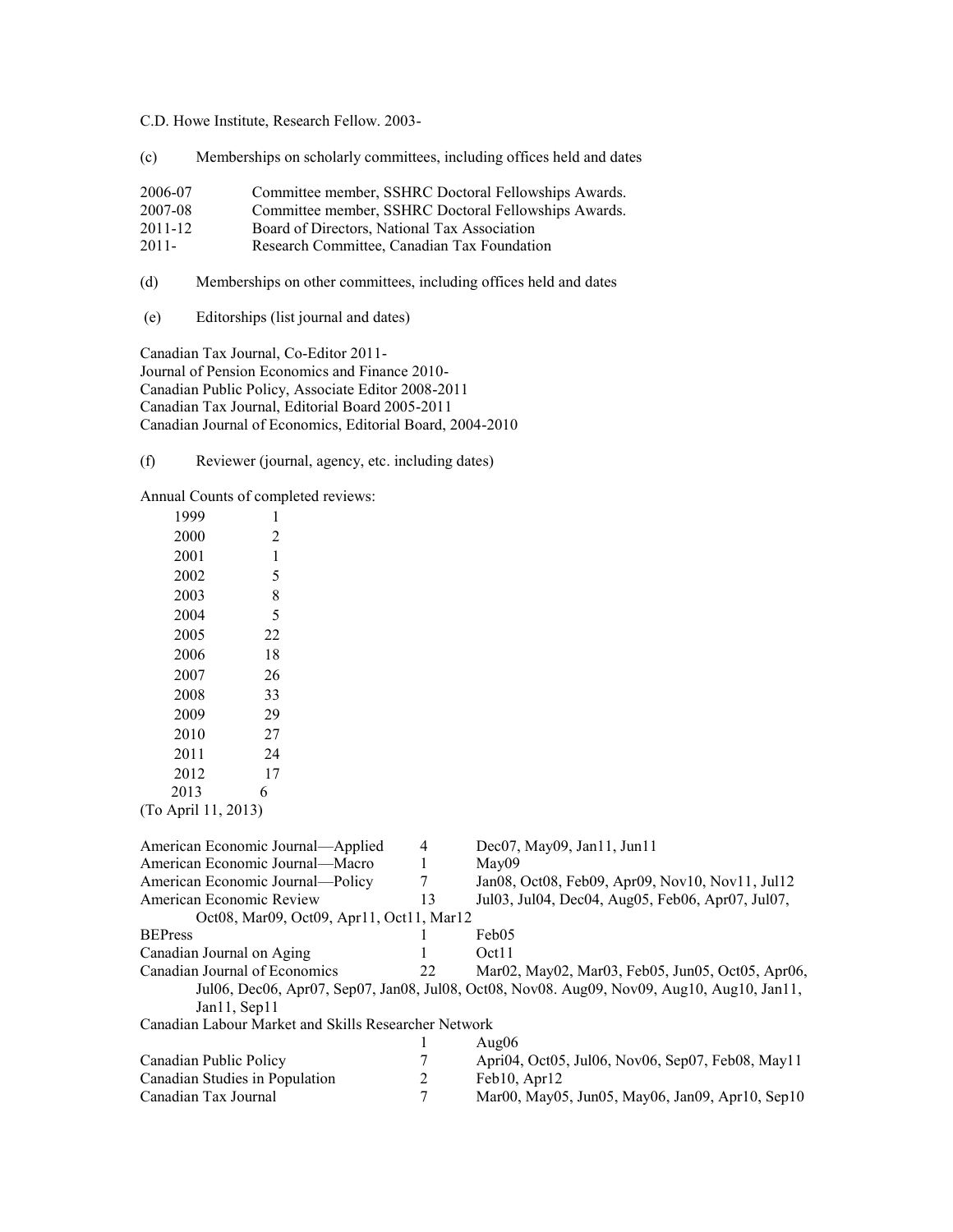C.D. Howe Institute, Research Fellow. 2003-

(c) Memberships on scholarly committees, including offices held and dates

| | |
|---|---|
| 2006-07 | Committee member, SSHRC Doctoral Fellowships Awards. |
| 2007-08 | Committee member, SSHRC Doctoral Fellowships Awards. |
| 2011-12 | Board of Directors, National Tax Association |
| 2011- | Research Committee, Canadian Tax Foundation |

(d) Memberships on other committees, including offices held and dates

(e) Editorships (list journal and dates)

Canadian Tax Journal, Co-Editor 2011-
Journal of Pension Economics and Finance 2010-
Canadian Public Policy, Associate Editor 2008-2011
Canadian Tax Journal, Editorial Board 2005-2011
Canadian Journal of Economics, Editorial Board, 2004-2010

(f) Reviewer (journal, agency, etc. including dates)

Annual Counts of completed reviews:

| | |
|---|---|
| 1999 | 1 |
| 2000 | 2 |
| 2001 | 1 |
| 2002 | 5 |
| 2003 | 8 |
| 2004 | 5 |
| 2005 | 22 |
| 2006 | 18 |
| 2007 | 26 |
| 2008 | 33 |
| 2009 | 29 |
| 2010 | 27 |
| 2011 | 24 |
| 2012 | 17 |
| 2013 | 6 |

(To April 11, 2013)

| | | |
|---|---|---|
| American Economic Journal—Applied | 4 | Dec07, May09, Jan11, Jun11 |
| American Economic Journal—Macro | 1 | May09 |
| American Economic Journal—Policy | 7 | Jan08, Oct08, Feb09, Apr09, Nov10, Nov11, Jul12 |
| American Economic Review | 13 | Jul03, Jul04, Dec04, Aug05, Feb06, Apr07, Jul07, Oct08, Mar09, Oct09, Apr11, Oct11, Mar12 |
| BEPress | 1 | Feb05 |
| Canadian Journal on Aging | 1 | Oct11 |
| Canadian Journal of Economics | 22 | Mar02, May02, Mar03, Feb05, Jun05, Oct05, Apr06, Jul06, Dec06, Apr07, Sep07, Jan08, Jul08, Oct08, Nov08. Aug09, Nov09, Aug10, Aug10, Jan11, Jan11, Sep11 |
| Canadian Labour Market and Skills Researcher Network | 1 | Aug06 |
| Canadian Public Policy | 7 | Apri04, Oct05, Jul06, Nov06, Sep07, Feb08, May11 |
| Canadian Studies in Population | 2 | Feb10, Apr12 |
| Canadian Tax Journal | 7 | Mar00, May05, Jun05, May06, Jan09, Apr10, Sep10 |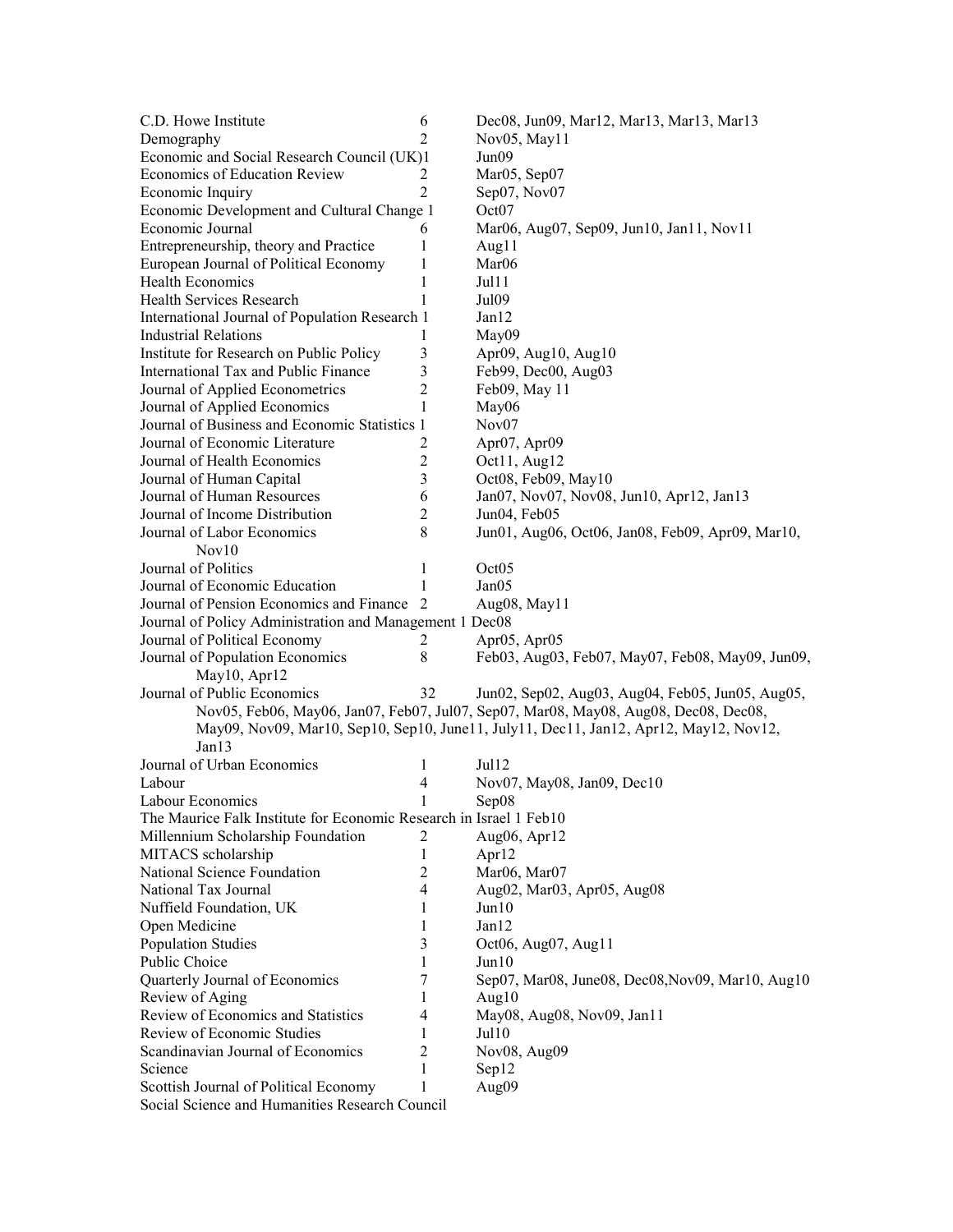| | | |
|---|---|---|
| C.D. Howe Institute | 6 | Dec08, Jun09, Mar12, Mar13, Mar13, Mar13 |
| Demography | 2 | Nov05, May11 |
| Economic and Social Research Council (UK) | 1 | Jun09 |
| Economics of Education Review | 2 | Mar05, Sep07 |
| Economic Inquiry | 2 | Sep07, Nov07 |
| Economic Development and Cultural Change | 1 | Oct07 |
| Economic Journal | 6 | Mar06, Aug07, Sep09, Jun10, Jan11, Nov11 |
| Entrepreneurship, theory and Practice | 1 | Aug11 |
| European Journal of Political Economy | 1 | Mar06 |
| Health Economics | 1 | Jul11 |
| Health Services Research | 1 | Jul09 |
| International Journal of Population Research | 1 | Jan12 |
| Industrial Relations | 1 | May09 |
| Institute for Research on Public Policy | 3 | Apr09, Aug10, Aug10 |
| International Tax and Public Finance | 3 | Feb99, Dec00, Aug03 |
| Journal of Applied Econometrics | 2 | Feb09, May 11 |
| Journal of Applied Economics | 1 | May06 |
| Journal of Business and Economic Statistics | 1 | Nov07 |
| Journal of Economic Literature | 2 | Apr07, Apr09 |
| Journal of Health Economics | 2 | Oct11, Aug12 |
| Journal of Human Capital | 3 | Oct08, Feb09, May10 |
| Journal of Human Resources | 6 | Jan07, Nov07, Nov08, Jun10, Apr12, Jan13 |
| Journal of Income Distribution | 2 | Jun04, Feb05 |
| Journal of Labor Economics | 8 | Jun01, Aug06, Oct06, Jan08, Feb09, Apr09, Mar10, Nov10 |
| Journal of Politics | 1 | Oct05 |
| Journal of Economic Education | 1 | Jan05 |
| Journal of Pension Economics and Finance | 2 | Aug08, May11 |
| Journal of Policy Administration and Management | 1 | Dec08 |
| Journal of Political Economy | 2 | Apr05, Apr05 |
| Journal of Population Economics | 8 | Feb03, Aug03, Feb07, May07, Feb08, May09, Jun09, May10, Apr12 |
| Journal of Public Economics | 32 | Jun02, Sep02, Aug03, Aug04, Feb05, Jun05, Aug05, Nov05, Feb06, May06, Jan07, Feb07, Jul07, Sep07, Mar08, May08, Aug08, Dec08, Dec08, May09, Nov09, Mar10, Sep10, Sep10, June11, July11, Dec11, Jan12, Apr12, May12, Nov12, Jan13 |
| Journal of Urban Economics | 1 | Jul12 |
| Labour | 4 | Nov07, May08, Jan09, Dec10 |
| Labour Economics | 1 | Sep08 |
| The Maurice Falk Institute for Economic Research in Israel | 1 | Feb10 |
| Millennium Scholarship Foundation | 2 | Aug06, Apr12 |
| MITACS scholarship | 1 | Apr12 |
| National Science Foundation | 2 | Mar06, Mar07 |
| National Tax Journal | 4 | Aug02, Mar03, Apr05, Aug08 |
| Nuffield Foundation, UK | 1 | Jun10 |
| Open Medicine | 1 | Jan12 |
| Population Studies | 3 | Oct06, Aug07, Aug11 |
| Public Choice | 1 | Jun10 |
| Quarterly Journal of Economics | 7 | Sep07, Mar08, June08, Dec08,Nov09, Mar10, Aug10 |
| Review of Aging | 1 | Aug10 |
| Review of Economics and Statistics | 4 | May08, Aug08, Nov09, Jan11 |
| Review of Economic Studies | 1 | Jul10 |
| Scandinavian Journal of Economics | 2 | Nov08, Aug09 |
| Science | 1 | Sep12 |
| Scottish Journal of Political Economy | 1 | Aug09 |
| Social Science and Humanities Research Council | | |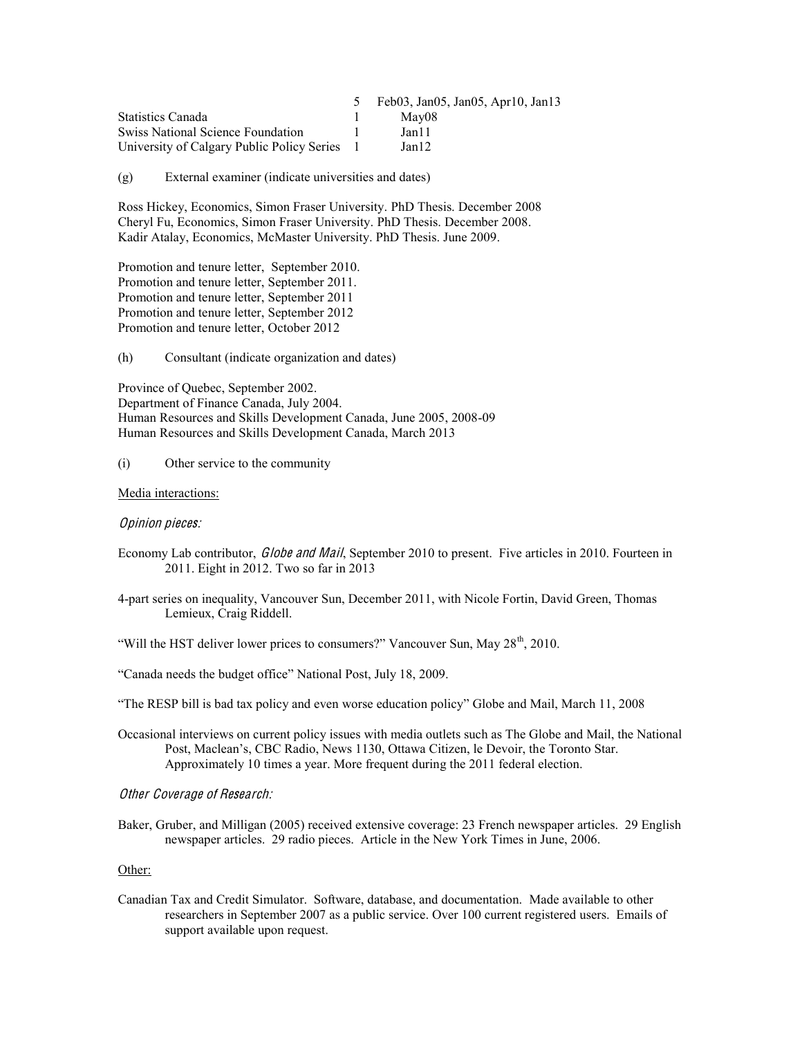| | | |
|---|---|---|
| | 5 | Feb03, Jan05, Jan05, Apr10, Jan13 |
| Statistics Canada | 1 | May08 |
| Swiss National Science Foundation | 1 | Jan11 |
| University of Calgary Public Policy Series | 1 | Jan12 |

(g) External examiner (indicate universities and dates)

Ross Hickey, Economics, Simon Fraser University. PhD Thesis. December 2008
Cheryl Fu, Economics, Simon Fraser University. PhD Thesis. December 2008.
Kadir Atalay, Economics, McMaster University. PhD Thesis. June 2009.

Promotion and tenure letter, September 2010.
Promotion and tenure letter, September 2011.
Promotion and tenure letter, September 2011
Promotion and tenure letter, September 2012
Promotion and tenure letter, October 2012

(h) Consultant (indicate organization and dates)

Province of Quebec, September 2002.
Department of Finance Canada, July 2004.
Human Resources and Skills Development Canada, June 2005, 2008-09
Human Resources and Skills Development Canada, March 2013

(i) Other service to the community

Media interactions:

*Opinion pieces:*

Economy Lab contributor, *Globe and Mail*, September 2010 to present. Five articles in 2010. Fourteen in 2011. Eight in 2012. Two so far in 2013

4-part series on inequality, Vancouver Sun, December 2011, with Nicole Fortin, David Green, Thomas Lemieux, Craig Riddell.

"Will the HST deliver lower prices to consumers?" Vancouver Sun, May 28th, 2010.

"Canada needs the budget office" National Post, July 18, 2009.

"The RESP bill is bad tax policy and even worse education policy" Globe and Mail, March 11, 2008

Occasional interviews on current policy issues with media outlets such as The Globe and Mail, the National Post, Maclean's, CBC Radio, News 1130, Ottawa Citizen, le Devoir, the Toronto Star. Approximately 10 times a year. More frequent during the 2011 federal election.

*Other Coverage of Research:*

Baker, Gruber, and Milligan (2005) received extensive coverage: 23 French newspaper articles. 29 English newspaper articles. 29 radio pieces. Article in the New York Times in June, 2006.

Other:

Canadian Tax and Credit Simulator. Software, database, and documentation. Made available to other researchers in September 2007 as a public service. Over 100 current registered users. Emails of support available upon request.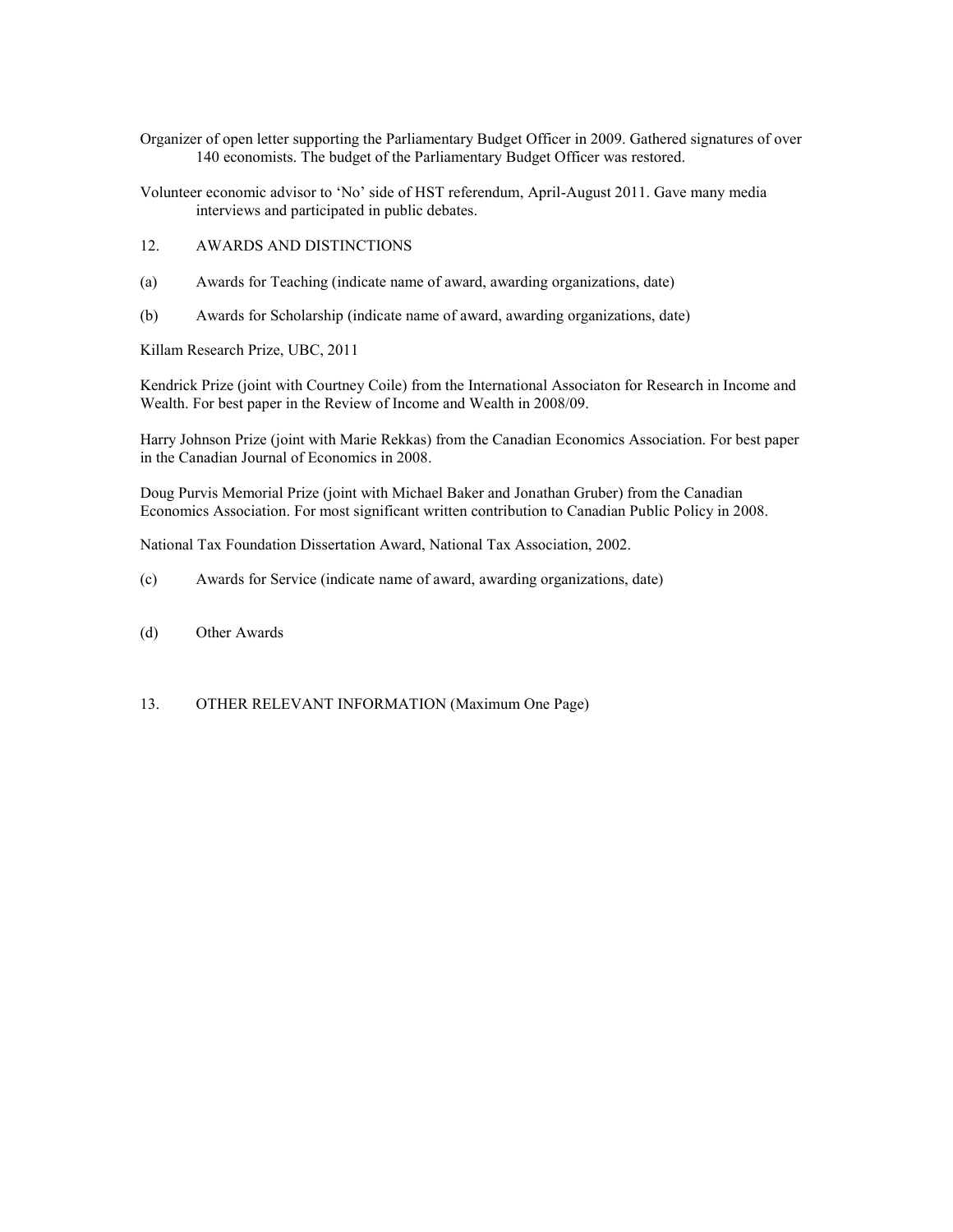Organizer of open letter supporting the Parliamentary Budget Officer in 2009. Gathered signatures of over 140 economists. The budget of the Parliamentary Budget Officer was restored.

Volunteer economic advisor to 'No' side of HST referendum, April-August 2011. Gave many media interviews and participated in public debates.

## 12. AWARDS AND DISTINCTIONS

(a) Awards for Teaching (indicate name of award, awarding organizations, date)

(b) Awards for Scholarship (indicate name of award, awarding organizations, date)

Killam Research Prize, UBC, 2011

Kendrick Prize (joint with Courtney Coile) from the International Associaton for Research in Income and Wealth. For best paper in the Review of Income and Wealth in 2008/09.

Harry Johnson Prize (joint with Marie Rekkas) from the Canadian Economics Association. For best paper in the Canadian Journal of Economics in 2008.

Doug Purvis Memorial Prize (joint with Michael Baker and Jonathan Gruber) from the Canadian Economics Association. For most significant written contribution to Canadian Public Policy in 2008.

National Tax Foundation Dissertation Award, National Tax Association, 2002.

(c) Awards for Service (indicate name of award, awarding organizations, date)

(d) Other Awards

## 13. OTHER RELEVANT INFORMATION (Maximum One Page)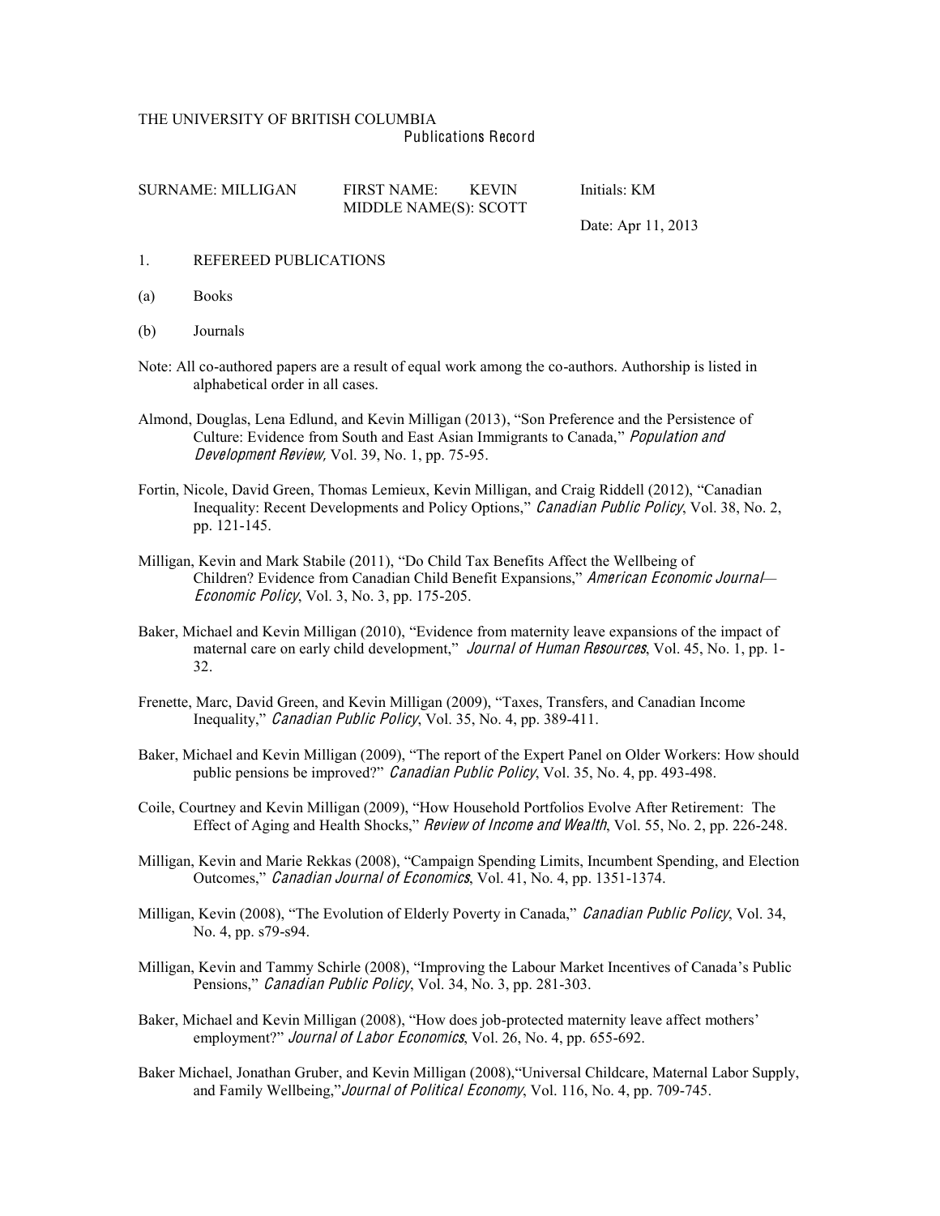THE UNIVERSITY OF BRITISH COLUMBIA

Publications Record

SURNAME: MILLIGAN FIRST NAME: KEVIN Initials: KM

MIDDLE NAME(S): SCOTT

Date: Apr 11, 2013

1. REFEREED PUBLICATIONS

(a) Books

(b) Journals

Note: All co-authored papers are a result of equal work among the co-authors. Authorship is listed in alphabetical order in all cases.

Almond, Douglas, Lena Edlund, and Kevin Milligan (2013), "Son Preference and the Persistence of Culture: Evidence from South and East Asian Immigrants to Canada," *Population and Development Review,* Vol. 39, No. 1, pp. 75-95.

Fortin, Nicole, David Green, Thomas Lemieux, Kevin Milligan, and Craig Riddell (2012), "Canadian Inequality: Recent Developments and Policy Options," *Canadian Public Policy*, Vol. 38, No. 2, pp. 121-145.

Milligan, Kevin and Mark Stabile (2011), "Do Child Tax Benefits Affect the Wellbeing of Children? Evidence from Canadian Child Benefit Expansions," *American Economic Journal—Economic Policy*, Vol. 3, No. 3, pp. 175-205.

Baker, Michael and Kevin Milligan (2010), "Evidence from maternity leave expansions of the impact of maternal care on early child development," *Journal of Human Resources*, Vol. 45, No. 1, pp. 1-32.

Frenette, Marc, David Green, and Kevin Milligan (2009), "Taxes, Transfers, and Canadian Income Inequality," *Canadian Public Policy*, Vol. 35, No. 4, pp. 389-411.

Baker, Michael and Kevin Milligan (2009), "The report of the Expert Panel on Older Workers: How should public pensions be improved?" *Canadian Public Policy*, Vol. 35, No. 4, pp. 493-498.

Coile, Courtney and Kevin Milligan (2009), "How Household Portfolios Evolve After Retirement: The Effect of Aging and Health Shocks," *Review of Income and Wealth*, Vol. 55, No. 2, pp. 226-248.

Milligan, Kevin and Marie Rekkas (2008), "Campaign Spending Limits, Incumbent Spending, and Election Outcomes," *Canadian Journal of Economics*, Vol. 41, No. 4, pp. 1351-1374.

Milligan, Kevin (2008), "The Evolution of Elderly Poverty in Canada," *Canadian Public Policy*, Vol. 34, No. 4, pp. s79-s94.

Milligan, Kevin and Tammy Schirle (2008), "Improving the Labour Market Incentives of Canada's Public Pensions," *Canadian Public Policy*, Vol. 34, No. 3, pp. 281-303.

Baker, Michael and Kevin Milligan (2008), "How does job-protected maternity leave affect mothers' employment?" *Journal of Labor Economics*, Vol. 26, No. 4, pp. 655-692.

Baker Michael, Jonathan Gruber, and Kevin Milligan (2008),"Universal Childcare, Maternal Labor Supply, and Family Wellbeing,"*Journal of Political Economy*, Vol. 116, No. 4, pp. 709-745.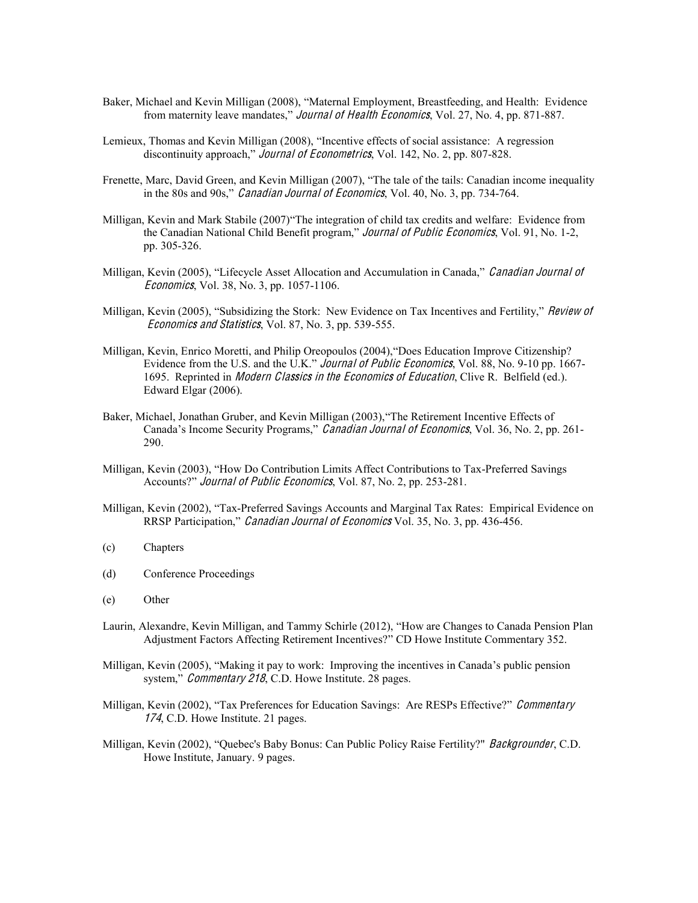Baker, Michael and Kevin Milligan (2008), "Maternal Employment, Breastfeeding, and Health: Evidence from maternity leave mandates," *Journal of Health Economics*, Vol. 27, No. 4, pp. 871-887.

Lemieux, Thomas and Kevin Milligan (2008), "Incentive effects of social assistance: A regression discontinuity approach," *Journal of Econometrics*, Vol. 142, No. 2, pp. 807-828.

Frenette, Marc, David Green, and Kevin Milligan (2007), "The tale of the tails: Canadian income inequality in the 80s and 90s," *Canadian Journal of Economics*, Vol. 40, No. 3, pp. 734-764.

Milligan, Kevin and Mark Stabile (2007)"The integration of child tax credits and welfare: Evidence from the Canadian National Child Benefit program," *Journal of Public Economics*, Vol. 91, No. 1-2, pp. 305-326.

Milligan, Kevin (2005), "Lifecycle Asset Allocation and Accumulation in Canada," *Canadian Journal of Economics*, Vol. 38, No. 3, pp. 1057-1106.

Milligan, Kevin (2005), "Subsidizing the Stork: New Evidence on Tax Incentives and Fertility," *Review of Economics and Statistics*, Vol. 87, No. 3, pp. 539-555.

Milligan, Kevin, Enrico Moretti, and Philip Oreopoulos (2004),"Does Education Improve Citizenship? Evidence from the U.S. and the U.K." *Journal of Public Economics*, Vol. 88, No. 9-10 pp. 1667-1695. Reprinted in *Modern Classics in the Economics of Education*, Clive R. Belfield (ed.). Edward Elgar (2006).

Baker, Michael, Jonathan Gruber, and Kevin Milligan (2003),"The Retirement Incentive Effects of Canada's Income Security Programs," *Canadian Journal of Economics*, Vol. 36, No. 2, pp. 261-290.

Milligan, Kevin (2003), "How Do Contribution Limits Affect Contributions to Tax-Preferred Savings Accounts?" *Journal of Public Economics*, Vol. 87, No. 2, pp. 253-281.

Milligan, Kevin (2002), "Tax-Preferred Savings Accounts and Marginal Tax Rates: Empirical Evidence on RRSP Participation," *Canadian Journal of Economics* Vol. 35, No. 3, pp. 436-456.

(c) Chapters

(d) Conference Proceedings

(e) Other

Laurin, Alexandre, Kevin Milligan, and Tammy Schirle (2012), "How are Changes to Canada Pension Plan Adjustment Factors Affecting Retirement Incentives?" CD Howe Institute Commentary 352.

Milligan, Kevin (2005), "Making it pay to work: Improving the incentives in Canada's public pension system," *Commentary 218*, C.D. Howe Institute. 28 pages.

Milligan, Kevin (2002), "Tax Preferences for Education Savings: Are RESPs Effective?" *Commentary 174*, C.D. Howe Institute. 21 pages.

Milligan, Kevin (2002), "Quebec's Baby Bonus: Can Public Policy Raise Fertility?" *Backgrounder*, C.D. Howe Institute, January. 9 pages.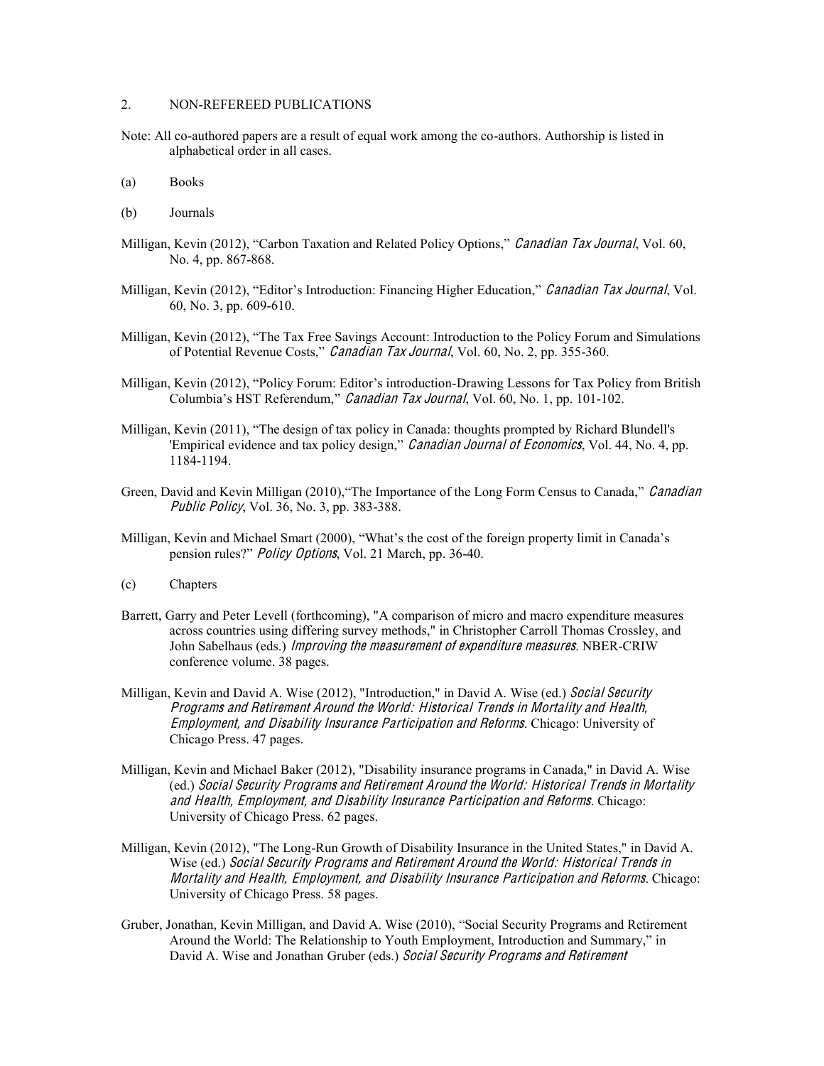## 2. NON-REFEREED PUBLICATIONS

Note: All co-authored papers are a result of equal work among the co-authors. Authorship is listed in alphabetical order in all cases.

(a) Books

(b) Journals

Milligan, Kevin (2012), "Carbon Taxation and Related Policy Options," *Canadian Tax Journal*, Vol. 60, No. 4, pp. 867-868.

Milligan, Kevin (2012), "Editor's Introduction: Financing Higher Education," *Canadian Tax Journal*, Vol. 60, No. 3, pp. 609-610.

Milligan, Kevin (2012), "The Tax Free Savings Account: Introduction to the Policy Forum and Simulations of Potential Revenue Costs," *Canadian Tax Journal*, Vol. 60, No. 2, pp. 355-360.

Milligan, Kevin (2012), "Policy Forum: Editor's introduction-Drawing Lessons for Tax Policy from British Columbia's HST Referendum," *Canadian Tax Journal*, Vol. 60, No. 1, pp. 101-102.

Milligan, Kevin (2011), "The design of tax policy in Canada: thoughts prompted by Richard Blundell's 'Empirical evidence and tax policy design," *Canadian Journal of Economics*, Vol. 44, No. 4, pp. 1184-1194.

Green, David and Kevin Milligan (2010),"The Importance of the Long Form Census to Canada," *Canadian Public Policy*, Vol. 36, No. 3, pp. 383-388.

Milligan, Kevin and Michael Smart (2000), "What's the cost of the foreign property limit in Canada's pension rules?" *Policy Options*, Vol. 21 March, pp. 36-40.

(c) Chapters

Barrett, Garry and Peter Levell (forthcoming), "A comparison of micro and macro expenditure measures across countries using differing survey methods," in Christopher Carroll Thomas Crossley, and John Sabelhaus (eds.) *Improving the measurement of expenditure measures*. NBER-CRIW conference volume. 38 pages.

Milligan, Kevin and David A. Wise (2012), "Introduction," in David A. Wise (ed.) *Social Security Programs and Retirement Around the World: Historical Trends in Mortality and Health, Employment, and Disability Insurance Participation and Reforms*. Chicago: University of Chicago Press. 47 pages.

Milligan, Kevin and Michael Baker (2012), "Disability insurance programs in Canada," in David A. Wise (ed.) *Social Security Programs and Retirement Around the World: Historical Trends in Mortality and Health, Employment, and Disability Insurance Participation and Reforms*. Chicago: University of Chicago Press. 62 pages.

Milligan, Kevin (2012), "The Long-Run Growth of Disability Insurance in the United States," in David A. Wise (ed.) *Social Security Programs and Retirement Around the World: Historical Trends in Mortality and Health, Employment, and Disability Insurance Participation and Reforms*. Chicago: University of Chicago Press. 58 pages.

Gruber, Jonathan, Kevin Milligan, and David A. Wise (2010), "Social Security Programs and Retirement Around the World: The Relationship to Youth Employment, Introduction and Summary," in David A. Wise and Jonathan Gruber (eds.) *Social Security Programs and Retirement*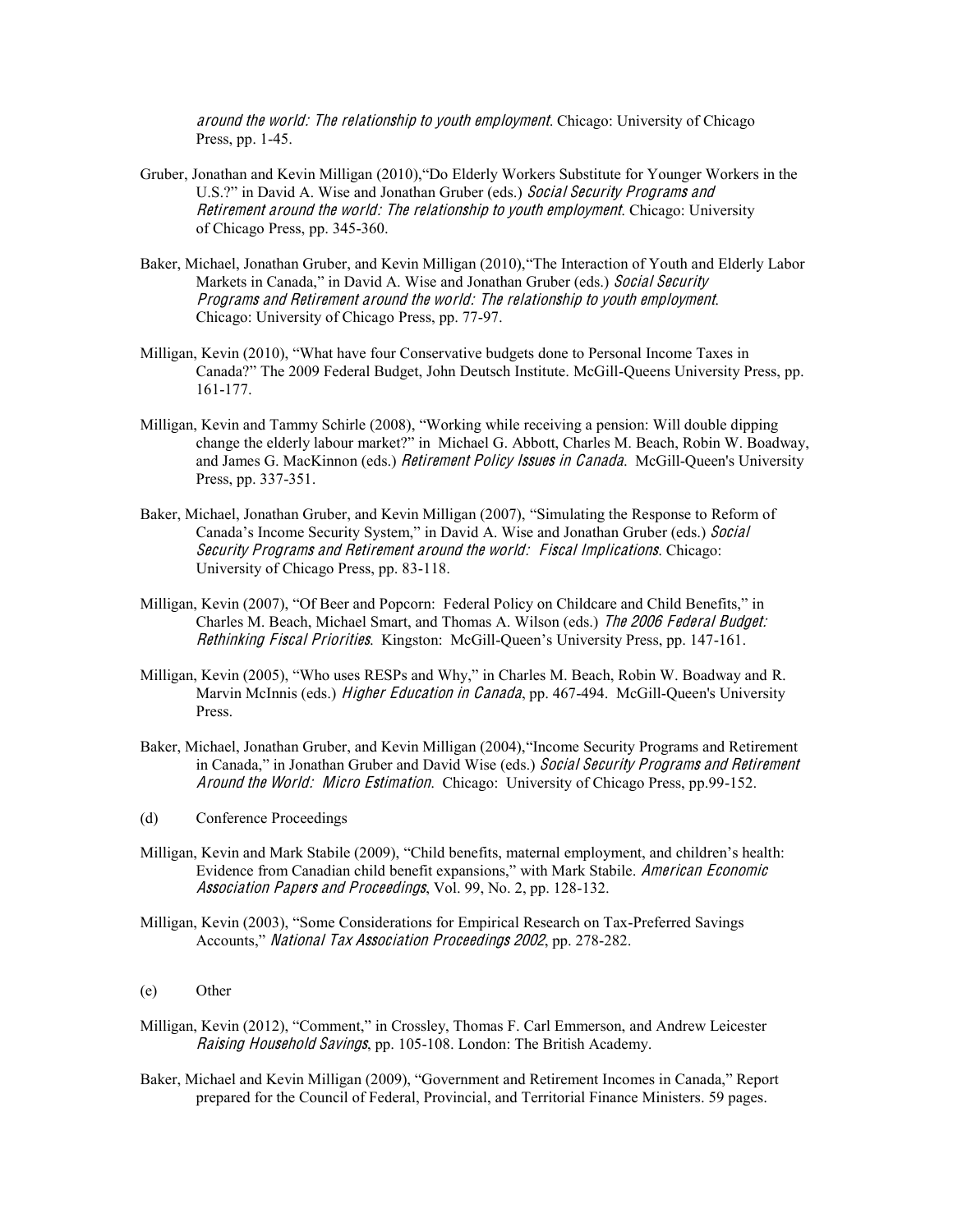*around the world: The relationship to youth employment*. Chicago: University of Chicago Press, pp. 1-45.

Gruber, Jonathan and Kevin Milligan (2010),"Do Elderly Workers Substitute for Younger Workers in the U.S.?" in David A. Wise and Jonathan Gruber (eds.) *Social Security Programs and Retirement around the world: The relationship to youth employment*. Chicago: University of Chicago Press, pp. 345-360.

Baker, Michael, Jonathan Gruber, and Kevin Milligan (2010),"The Interaction of Youth and Elderly Labor Markets in Canada," in David A. Wise and Jonathan Gruber (eds.) *Social Security Programs and Retirement around the world: The relationship to youth employment*. Chicago: University of Chicago Press, pp. 77-97.

Milligan, Kevin (2010), "What have four Conservative budgets done to Personal Income Taxes in Canada?" The 2009 Federal Budget, John Deutsch Institute. McGill-Queens University Press, pp. 161-177.

Milligan, Kevin and Tammy Schirle (2008), "Working while receiving a pension: Will double dipping change the elderly labour market?" in Michael G. Abbott, Charles M. Beach, Robin W. Boadway, and James G. MacKinnon (eds.) *Retirement Policy Issues in Canada*. McGill-Queen's University Press, pp. 337-351.

Baker, Michael, Jonathan Gruber, and Kevin Milligan (2007), "Simulating the Response to Reform of Canada's Income Security System," in David A. Wise and Jonathan Gruber (eds.) *Social Security Programs and Retirement around the world: Fiscal Implications*. Chicago: University of Chicago Press, pp. 83-118.

Milligan, Kevin (2007), "Of Beer and Popcorn: Federal Policy on Childcare and Child Benefits," in Charles M. Beach, Michael Smart, and Thomas A. Wilson (eds.) *The 2006 Federal Budget: Rethinking Fiscal Priorities*. Kingston: McGill-Queen's University Press, pp. 147-161.

Milligan, Kevin (2005), "Who uses RESPs and Why," in Charles M. Beach, Robin W. Boadway and R. Marvin McInnis (eds.) *Higher Education in Canada*, pp. 467-494. McGill-Queen's University Press.

Baker, Michael, Jonathan Gruber, and Kevin Milligan (2004),"Income Security Programs and Retirement in Canada," in Jonathan Gruber and David Wise (eds.) *Social Security Programs and Retirement Around the World: Micro Estimation*. Chicago: University of Chicago Press, pp.99-152.

(d) Conference Proceedings

Milligan, Kevin and Mark Stabile (2009), "Child benefits, maternal employment, and children's health: Evidence from Canadian child benefit expansions," with Mark Stabile. *American Economic Association Papers and Proceedings*, Vol. 99, No. 2, pp. 128-132.

Milligan, Kevin (2003), "Some Considerations for Empirical Research on Tax-Preferred Savings Accounts," *National Tax Association Proceedings 2002*, pp. 278-282.

(e) Other

Milligan, Kevin (2012), "Comment," in Crossley, Thomas F. Carl Emmerson, and Andrew Leicester *Raising Household Savings*, pp. 105-108. London: The British Academy.

Baker, Michael and Kevin Milligan (2009), "Government and Retirement Incomes in Canada," Report prepared for the Council of Federal, Provincial, and Territorial Finance Ministers. 59 pages.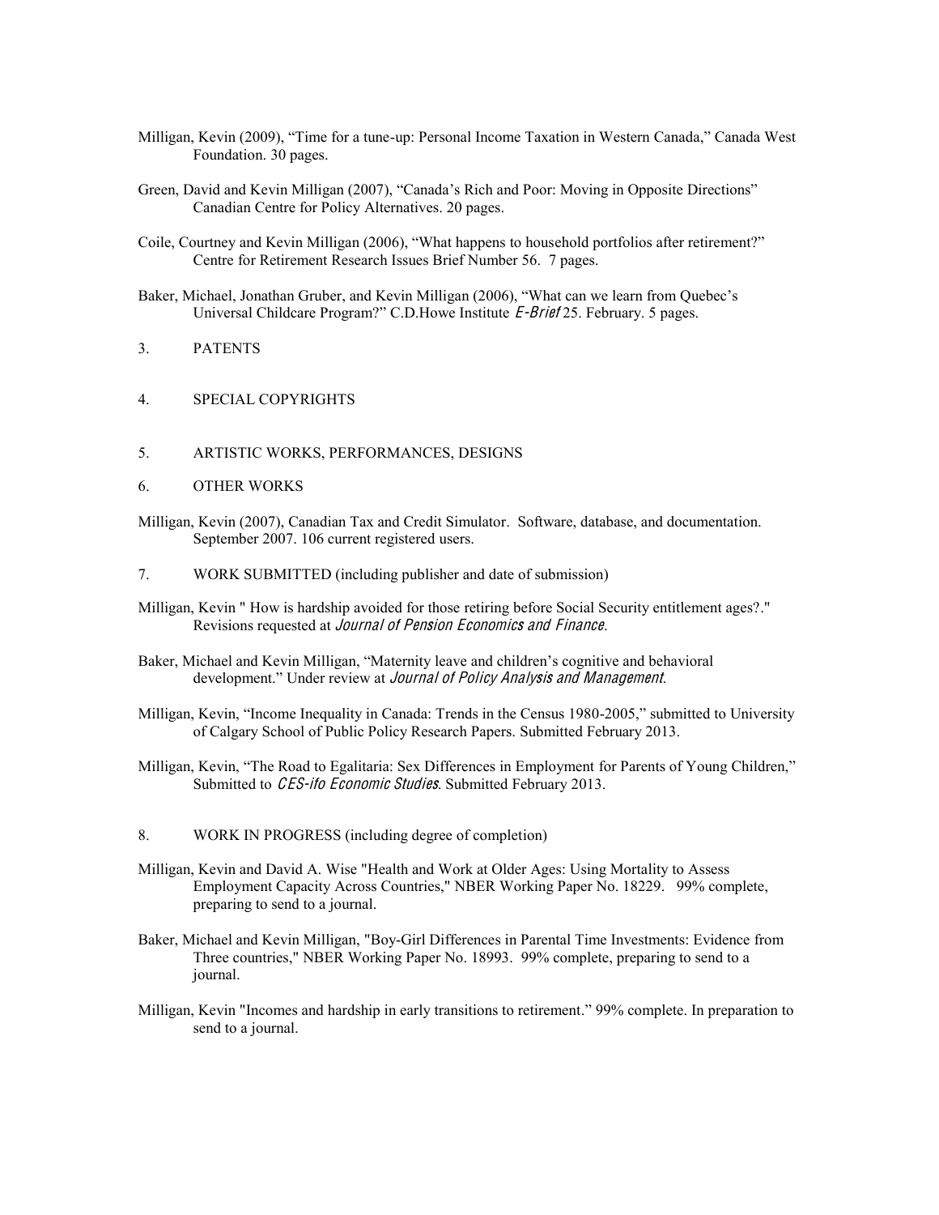Milligan, Kevin (2009), "Time for a tune-up: Personal Income Taxation in Western Canada," Canada West Foundation. 30 pages.

Green, David and Kevin Milligan (2007), "Canada's Rich and Poor: Moving in Opposite Directions" Canadian Centre for Policy Alternatives. 20 pages.

Coile, Courtney and Kevin Milligan (2006), "What happens to household portfolios after retirement?" Centre for Retirement Research Issues Brief Number 56. 7 pages.

Baker, Michael, Jonathan Gruber, and Kevin Milligan (2006), "What can we learn from Quebec's Universal Childcare Program?" C.D.Howe Institute *E-Brief* 25. February. 5 pages.

3. PATENTS

4. SPECIAL COPYRIGHTS

5. ARTISTIC WORKS, PERFORMANCES, DESIGNS

6. OTHER WORKS

Milligan, Kevin (2007), Canadian Tax and Credit Simulator. Software, database, and documentation. September 2007. 106 current registered users.

7. WORK SUBMITTED (including publisher and date of submission)

Milligan, Kevin " How is hardship avoided for those retiring before Social Security entitlement ages?." Revisions requested at *Journal of Pension Economics and Finance*.

Baker, Michael and Kevin Milligan, "Maternity leave and children's cognitive and behavioral development." Under review at *Journal of Policy Analysis and Management*.

Milligan, Kevin, "Income Inequality in Canada: Trends in the Census 1980-2005," submitted to University of Calgary School of Public Policy Research Papers. Submitted February 2013.

Milligan, Kevin, "The Road to Egalitaria: Sex Differences in Employment for Parents of Young Children," Submitted to *CES-ifo Economic Studies*. Submitted February 2013.

8. WORK IN PROGRESS (including degree of completion)

Milligan, Kevin and David A. Wise "Health and Work at Older Ages: Using Mortality to Assess Employment Capacity Across Countries," NBER Working Paper No. 18229. 99% complete, preparing to send to a journal.

Baker, Michael and Kevin Milligan, "Boy-Girl Differences in Parental Time Investments: Evidence from Three countries," NBER Working Paper No. 18993. 99% complete, preparing to send to a journal.

Milligan, Kevin "Incomes and hardship in early transitions to retirement." 99% complete. In preparation to send to a journal.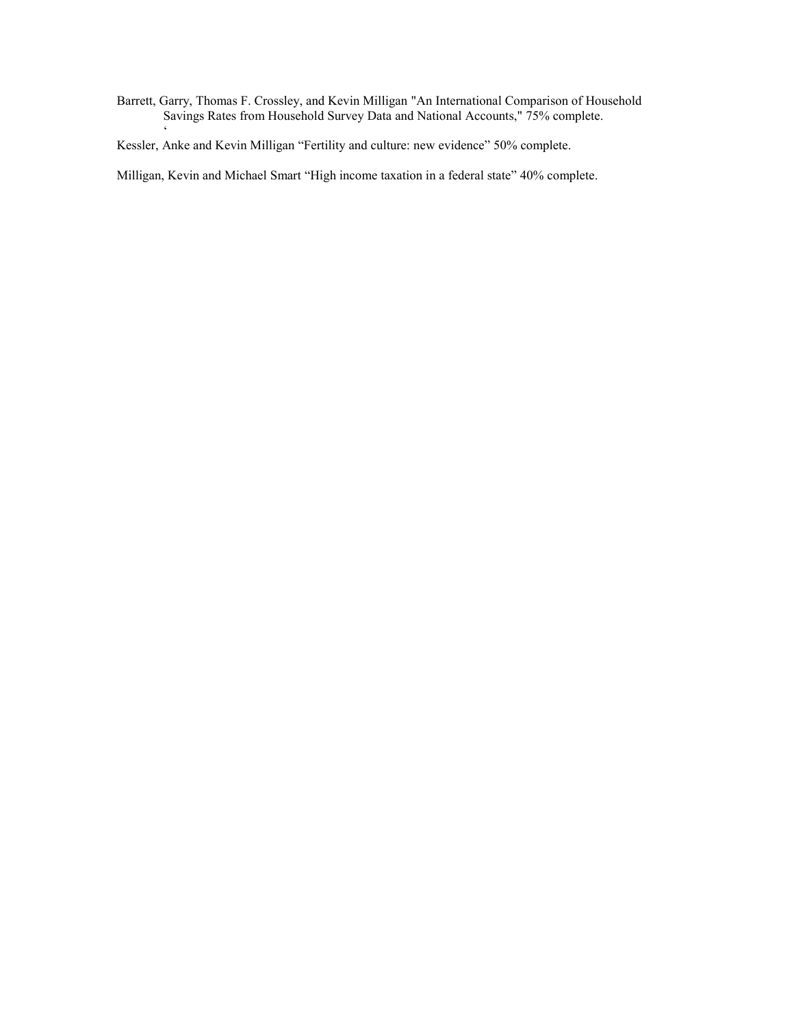Barrett, Garry, Thomas F. Crossley, and Kevin Milligan "An International Comparison of Household Savings Rates from Household Survey Data and National Accounts," 75% complete.
‘

Kessler, Anke and Kevin Milligan “Fertility and culture: new evidence” 50% complete.

Milligan, Kevin and Michael Smart “High income taxation in a federal state” 40% complete.